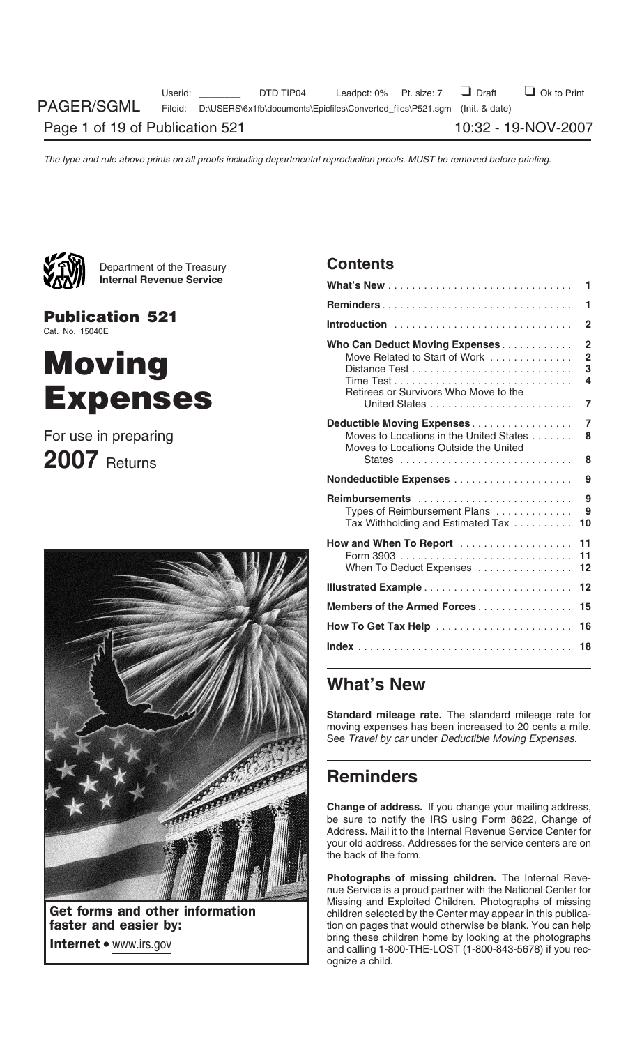Department of the Treasury
**Internal Revenue Service**

**Publication 521**
Cat. No. 15040E

# Moving Expenses

For use in preparing
**2007** Returns

**Get forms and other information faster and easier by:**
**Internet** • www.irs.gov

## Contents

| | |
|---|---|
| **What's New** | 1 |
| **Reminders** | 1 |
| **Introduction** | 2 |
| **Who Can Deduct Moving Expenses** | 2 |
| Move Related to Start of Work | 2 |
| Distance Test | 3 |
| Time Test | 4 |
| Retirees or Survivors Who Move to the United States | 7 |
| **Deductible Moving Expenses** | 7 |
| Moves to Locations in the United States | 8 |
| Moves to Locations Outside the United States | 8 |
| **Nondeductible Expenses** | 9 |
| **Reimbursements** | 9 |
| Types of Reimbursement Plans | 9 |
| Tax Withholding and Estimated Tax | 10 |
| **How and When To Report** | 11 |
| Form 3903 | 11 |
| When To Deduct Expenses | 12 |
| **Illustrated Example** | 12 |
| **Members of the Armed Forces** | 15 |
| **How To Get Tax Help** | 16 |
| **Index** | 18 |

## What's New

**Standard mileage rate.** The standard mileage rate for moving expenses has been increased to 20 cents a mile. See *Travel by car* under *Deductible Moving Expenses.*

## Reminders

**Change of address.** If you change your mailing address, be sure to notify the IRS using Form 8822, Change of Address. Mail it to the Internal Revenue Service Center for your old address. Addresses for the service centers are on the back of the form.

**Photographs of missing children.** The Internal Revenue Service is a proud partner with the National Center for Missing and Exploited Children. Photographs of missing children selected by the Center may appear in this publication on pages that would otherwise be blank. You can help bring these children home by looking at the photographs and calling 1-800-THE-LOST (1-800-843-5678) if you recognize a child.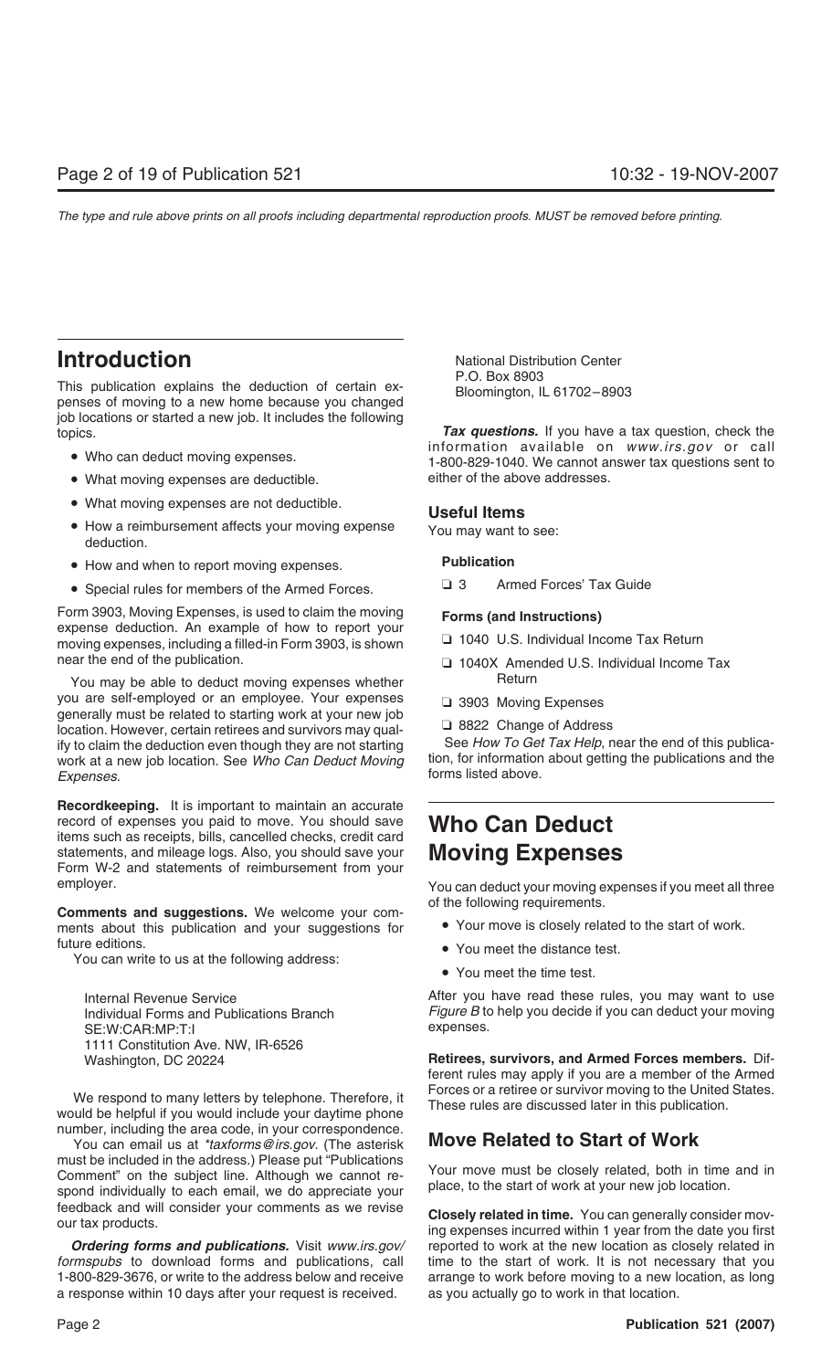## Introduction

This publication explains the deduction of certain expenses of moving to a new home because you changed job locations or started a new job. It includes the following topics.

- Who can deduct moving expenses.
- What moving expenses are deductible.
- What moving expenses are not deductible.
- How a reimbursement affects your moving expense deduction.
- How and when to report moving expenses.
- Special rules for members of the Armed Forces.

Form 3903, Moving Expenses, is used to claim the moving expense deduction. An example of how to report your moving expenses, including a filled-in Form 3903, is shown near the end of the publication.

You may be able to deduct moving expenses whether you are self-employed or an employee. Your expenses generally must be related to starting work at your new job location. However, certain retirees and survivors may qualify to claim the deduction even though they are not starting work at a new job location. See *Who Can Deduct Moving Expenses*.

**Recordkeeping.** It is important to maintain an accurate record of expenses you paid to move. You should save items such as receipts, bills, cancelled checks, credit card statements, and mileage logs. Also, you should save your Form W-2 and statements of reimbursement from your employer.

**Comments and suggestions.** We welcome your comments about this publication and your suggestions for future editions.

You can write to us at the following address:

Internal Revenue Service
Individual Forms and Publications Branch
SE:W:CAR:MP:T:I
1111 Constitution Ave. NW, IR-6526
Washington, DC 20224

We respond to many letters by telephone. Therefore, it would be helpful if you would include your daytime phone number, including the area code, in your correspondence.

You can email us at *taxforms@irs.gov*. (The asterisk must be included in the address.) Please put "Publications Comment" on the subject line. Although we cannot respond individually to each email, we do appreciate your feedback and will consider your comments as we revise our tax products.

***Ordering forms and publications.*** Visit *www.irs.gov/formspubs* to download forms and publications, call 1-800-829-3676, or write to the address below and receive a response within 10 days after your request is received.

National Distribution Center
P.O. Box 8903
Bloomington, IL 61702–8903

***Tax questions.*** If you have a tax question, check the information available on *www.irs.gov* or call 1-800-829-1040. We cannot answer tax questions sent to either of the above addresses.

### Useful Items

You may want to see:

**Publication**

- ❑ 3 Armed Forces' Tax Guide

**Forms (and Instructions)**

- ❑ 1040 U.S. Individual Income Tax Return
- ❑ 1040X Amended U.S. Individual Income Tax Return
- ❑ 3903 Moving Expenses
- ❑ 8822 Change of Address

See *How To Get Tax Help*, near the end of this publication, for information about getting the publications and the forms listed above.

## Who Can Deduct Moving Expenses

You can deduct your moving expenses if you meet all three of the following requirements.

- Your move is closely related to the start of work.
- You meet the distance test.
- You meet the time test.

After you have read these rules, you may want to use *Figure B* to help you decide if you can deduct your moving expenses.

**Retirees, survivors, and Armed Forces members.** Different rules may apply if you are a member of the Armed Forces or a retiree or survivor moving to the United States. These rules are discussed later in this publication.

### Move Related to Start of Work

Your move must be closely related, both in time and in place, to the start of work at your new job location.

**Closely related in time.** You can generally consider moving expenses incurred within 1 year from the date you first reported to work at the new location as closely related in time to the start of work. It is not necessary that you arrange to work before moving to a new location, as long as you actually go to work in that location.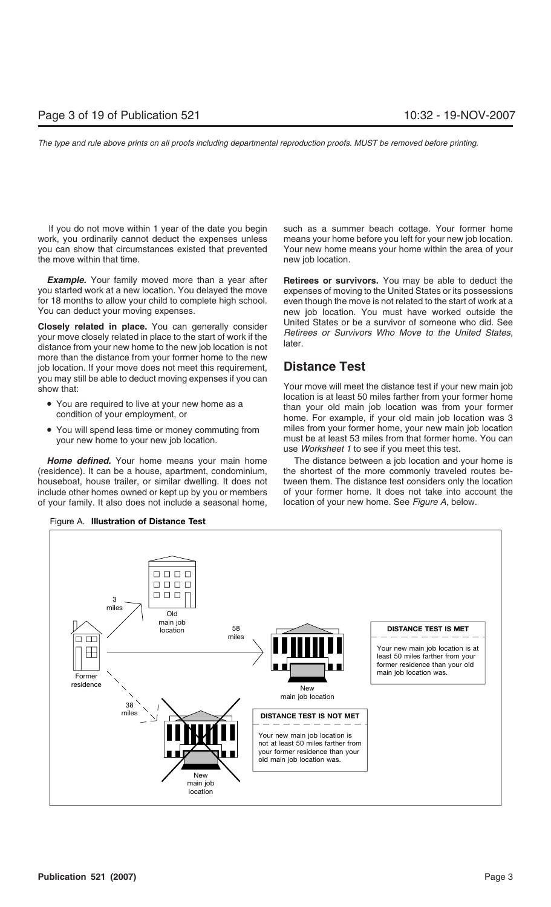If you do not move within 1 year of the date you begin work, you ordinarily cannot deduct the expenses unless you can show that circumstances existed that prevented the move within that time.

***Example.*** Your family moved more than a year after you started work at a new location. You delayed the move for 18 months to allow your child to complete high school. You can deduct your moving expenses.

**Closely related in place.** You can generally consider your move closely related in place to the start of work if the distance from your new home to the new job location is not more than the distance from your former home to the new job location. If your move does not meet this requirement, you may still be able to deduct moving expenses if you can show that:

- You are required to live at your new home as a condition of your employment, or
- You will spend less time or money commuting from your new home to your new job location.

***Home defined.*** Your home means your main home (residence). It can be a house, apartment, condominium, houseboat, house trailer, or similar dwelling. It does not include other homes owned or kept up by you or members of your family. It also does not include a seasonal home, such as a summer beach cottage. Your former home means your home before you left for your new job location. Your new home means your home within the area of your new job location.

**Retirees or survivors.** You may be able to deduct the expenses of moving to the United States or its possessions even though the move is not related to the start of work at a new job location. You must have worked outside the United States or be a survivor of someone who did. See *Retirees or Survivors Who Move to the United States*, later.

## Distance Test

Your move will meet the distance test if your new main job location is at least 50 miles farther from your former home than your old main job location was from your former home. For example, if your old main job location was 3 miles from your former home, your new main job location must be at least 53 miles from that former home. You can use *Worksheet 1* to see if you meet this test.

The distance between a job location and your home is the shortest of the more commonly traveled routes between them. The distance test considers only the location of your former home. It does not take into account the location of your new home. See *Figure A*, below.

Figure A. **Illustration of Distance Test**

Former residence — 3 miles — Old main job location

Former residence — 58 miles — New main job location

**DISTANCE TEST IS MET**

Your new main job location is at least 50 miles farther from your former residence than your old main job location was.

Former residence — 38 miles — New main job location

**DISTANCE TEST IS NOT MET**

Your new main job location is not at least 50 miles farther from your former residence than your old main job location was.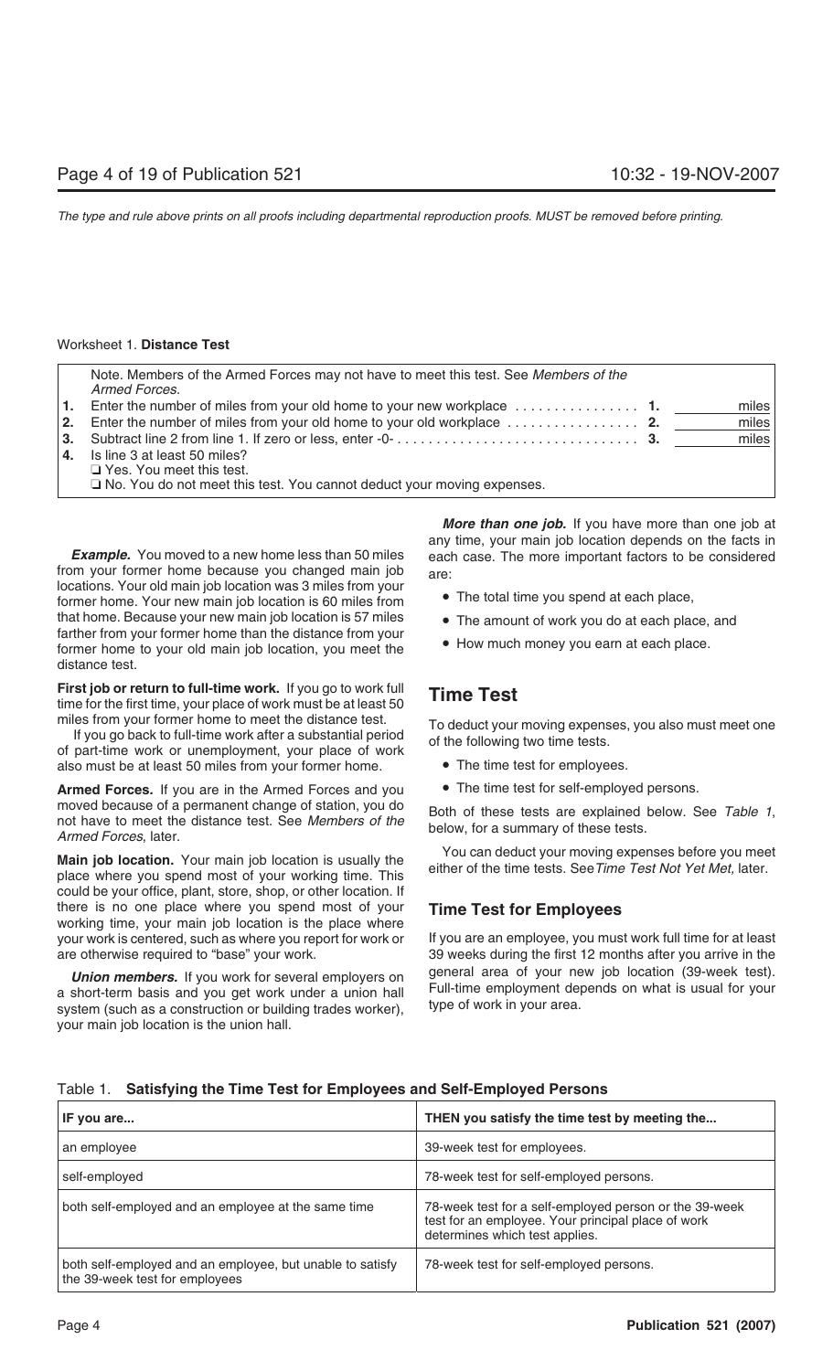Worksheet 1. **Distance Test**

| | Note. Members of the Armed Forces may not have to meet this test. See *Members of the Armed Forces*. | | |
|---|---|---|---|
| **1.** | Enter the number of miles from your old home to your new workplace . . . . . . . . . . . . . . . . | **1.** | miles |
| **2.** | Enter the number of miles from your old home to your old workplace . . . . . . . . . . . . . . . . | **2.** | miles |
| **3.** | Subtract line 2 from line 1. If zero or less, enter -0- . . . . . . . . . . . . . . . . . . . . . . . . . . . . . . . | **3.** | miles |
| **4.** | Is line 3 at least 50 miles?<br>❑ Yes. You meet this test.<br>❑ No. You do not meet this test. You cannot deduct your moving expenses. | | |

***Example.*** You moved to a new home less than 50 miles from your former home because you changed main job locations. Your old main job location was 3 miles from your former home. Your new main job location is 60 miles from that home. Because your new main job location is 57 miles farther from your former home than the distance from your former home to your old main job location, you meet the distance test.

**First job or return to full-time work.** If you go to work full time for the first time, your place of work must be at least 50 miles from your former home to meet the distance test.

If you go back to full-time work after a substantial period of part-time work or unemployment, your place of work also must be at least 50 miles from your former home.

**Armed Forces.** If you are in the Armed Forces and you moved because of a permanent change of station, you do not have to meet the distance test. See *Members of the Armed Forces*, later.

**Main job location.** Your main job location is usually the place where you spend most of your working time. This could be your office, plant, store, shop, or other location. If there is no one place where you spend most of your working time, your main job location is the place where your work is centered, such as where you report for work or are otherwise required to "base" your work.

***Union members.*** If you work for several employers on a short-term basis and you get work under a union hall system (such as a construction or building trades worker), your main job location is the union hall.

***More than one job.*** If you have more than one job at any time, your main job location depends on the facts in each case. The more important factors to be considered are:

- The total time you spend at each place,
- The amount of work you do at each place, and
- How much money you earn at each place.

## Time Test

To deduct your moving expenses, you also must meet one of the following two time tests.

- The time test for employees.
- The time test for self-employed persons.

Both of these tests are explained below. See *Table 1*, below, for a summary of these tests.

You can deduct your moving expenses before you meet either of the time tests. See *Time Test Not Yet Met*, later.

### Time Test for Employees

If you are an employee, you must work full time for at least 39 weeks during the first 12 months after you arrive in the general area of your new job location (39-week test). Full-time employment depends on what is usual for your type of work in your area.

Table 1. **Satisfying the Time Test for Employees and Self-Employed Persons**

| IF you are... | THEN you satisfy the time test by meeting the... |
|---|---|
| an employee | 39-week test for employees. |
| self-employed | 78-week test for self-employed persons. |
| both self-employed and an employee at the same time | 78-week test for a self-employed person or the 39-week test for an employee. Your principal place of work determines which test applies. |
| both self-employed and an employee, but unable to satisfy the 39-week test for employees | 78-week test for self-employed persons. |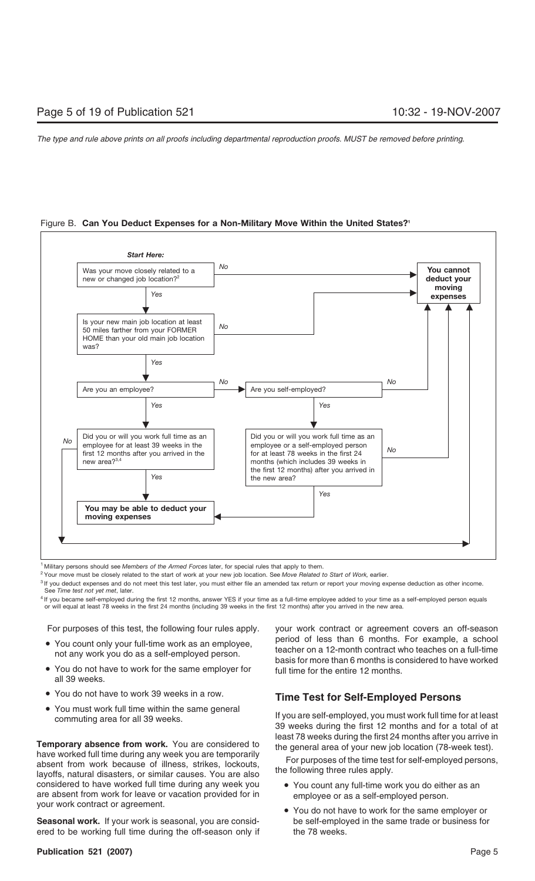Figure B. **Can You Deduct Expenses for a Non-Military Move Within the United States?**[1]

*Start Here:*

- Was your move closely related to a new or changed job location?[2]
  - No → **You cannot deduct your moving expenses**
  - Yes → Is your new main job location at least 50 miles farther from your FORMER HOME than your old main job location was?
    - No → **You cannot deduct your moving expenses**
    - Yes → Are you an employee?
      - Yes → Did you or will you work full time as an employee for at least 39 weeks in the first 12 months after you arrived in the new area?[3,4]
        - Yes → **You may be able to deduct your moving expenses**
        - No → **You cannot deduct your moving expenses**
      - No → Are you self-employed?
        - No → **You cannot deduct your moving expenses**
        - Yes → Did you or will you work full time as an employee or a self-employed person for at least 78 weeks in the first 24 months (which includes 39 weeks in the first 12 months) after you arrived in the new area?
          - Yes → **You may be able to deduct your moving expenses**
          - No → **You cannot deduct your moving expenses**

[1] Military persons should see *Members of the Armed Forces* later, for special rules that apply to them.

[2] Your move must be closely related to the start of work at your new job location. See *Move Related to Start of Work*, earlier.

[3] If you deduct expenses and do not meet this test later, you must either file an amended tax return or report your moving expense deduction as other income. See *Time test not yet met*, later.

[4] If you became self-employed during the first 12 months, answer YES if your time as a full-time employee added to your time as a self-employed person equals or will equal at least 78 weeks in the first 24 months (including 39 weeks in the first 12 months) after you arrived in the new area.

For purposes of this test, the following four rules apply.

- You count only your full-time work as an employee, not any work you do as a self-employed person.
- You do not have to work for the same employer for all 39 weeks.
- You do not have to work 39 weeks in a row.
- You must work full time within the same general commuting area for all 39 weeks.

**Temporary absence from work.** You are considered to have worked full time during any week you are temporarily absent from work because of illness, strikes, lockouts, layoffs, natural disasters, or similar causes. You are also considered to have worked full time during any week you are absent from work for leave or vacation provided for in your work contract or agreement.

**Seasonal work.** If your work is seasonal, you are considered to be working full time during the off-season only if your work contract or agreement covers an off-season period of less than 6 months. For example, a school teacher on a 12-month contract who teaches on a full-time basis for more than 6 months is considered to have worked full time for the entire 12 months.

## Time Test for Self-Employed Persons

If you are self-employed, you must work full time for at least 39 weeks during the first 12 months and for a total of at least 78 weeks during the first 24 months after you arrive in the general area of your new job location (78-week test).

For purposes of the time test for self-employed persons, the following three rules apply.

- You count any full-time work you do either as an employee or as a self-employed person.
- You do not have to work for the same employer or be self-employed in the same trade or business for the 78 weeks.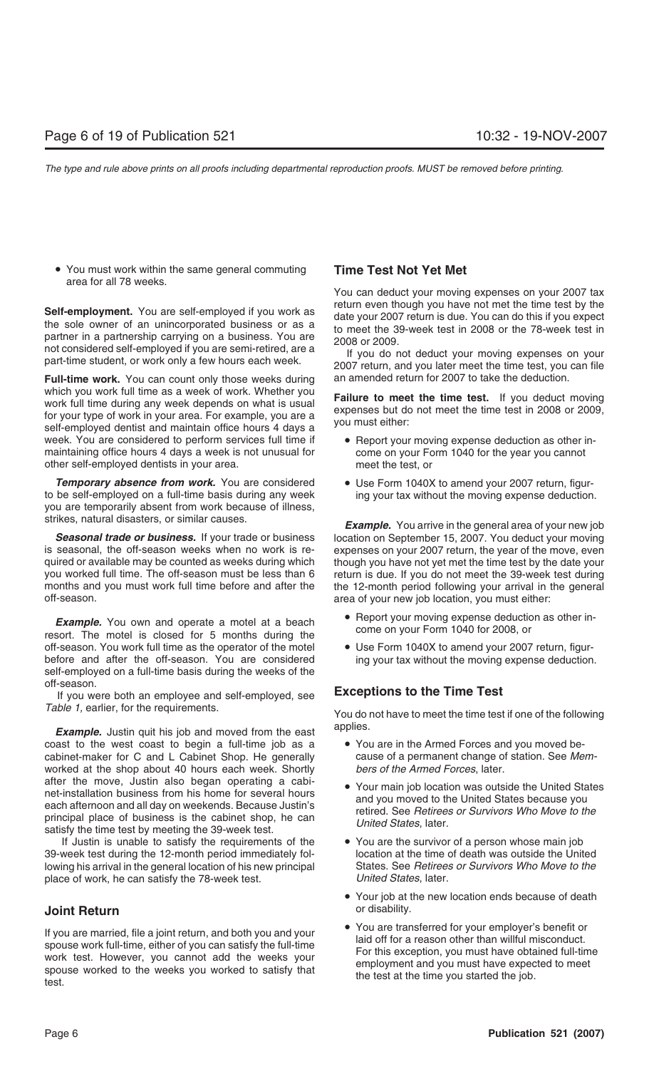- You must work within the same general commuting area for all 78 weeks.

**Self-employment.** You are self-employed if you work as the sole owner of an unincorporated business or as a partner in a partnership carrying on a business. You are not considered self-employed if you are semi-retired, are a part-time student, or work only a few hours each week.

**Full-time work.** You can count only those weeks during which you work full time as a week of work. Whether you work full time during any week depends on what is usual for your type of work in your area. For example, you are a self-employed dentist and maintain office hours 4 days a week. You are considered to perform services full time if maintaining office hours 4 days a week is not unusual for other self-employed dentists in your area.

***Temporary absence from work.*** You are considered to be self-employed on a full-time basis during any week you are temporarily absent from work because of illness, strikes, natural disasters, or similar causes.

***Seasonal trade or business.*** If your trade or business is seasonal, the off-season weeks when no work is required or available may be counted as weeks during which you worked full time. The off-season must be less than 6 months and you must work full time before and after the off-season.

***Example.*** You own and operate a motel at a beach resort. The motel is closed for 5 months during the off-season. You work full time as the operator of the motel before and after the off-season. You are considered self-employed on a full-time basis during the weeks of the off-season.

If you were both an employee and self-employed, see *Table 1,* earlier, for the requirements.

***Example.*** Justin quit his job and moved from the east coast to the west coast to begin a full-time job as a cabinet-maker for C and L Cabinet Shop. He generally worked at the shop about 40 hours each week. Shortly after the move, Justin also began operating a cabinet-installation business from his home for several hours each afternoon and all day on weekends. Because Justin's principal place of business is the cabinet shop, he can satisfy the time test by meeting the 39-week test.

If Justin is unable to satisfy the requirements of the 39-week test during the 12-month period immediately following his arrival in the general location of his new principal place of work, he can satisfy the 78-week test.

## Joint Return

If you are married, file a joint return, and both you and your spouse work full-time, either of you can satisfy the full-time work test. However, you cannot add the weeks your spouse worked to the weeks you worked to satisfy that test.

## Time Test Not Yet Met

You can deduct your moving expenses on your 2007 tax return even though you have not met the time test by the date your 2007 return is due. You can do this if you expect to meet the 39-week test in 2008 or the 78-week test in 2008 or 2009.

If you do not deduct your moving expenses on your 2007 return, and you later meet the time test, you can file an amended return for 2007 to take the deduction.

**Failure to meet the time test.** If you deduct moving expenses but do not meet the time test in 2008 or 2009, you must either:

- Report your moving expense deduction as other income on your Form 1040 for the year you cannot meet the test, or
- Use Form 1040X to amend your 2007 return, figuring your tax without the moving expense deduction.

***Example.*** You arrive in the general area of your new job location on September 15, 2007. You deduct your moving expenses on your 2007 return, the year of the move, even though you have not yet met the time test by the date your return is due. If you do not meet the 39-week test during the 12-month period following your arrival in the general area of your new job location, you must either:

- Report your moving expense deduction as other income on your Form 1040 for 2008, or
- Use Form 1040X to amend your 2007 return, figuring your tax without the moving expense deduction.

## Exceptions to the Time Test

You do not have to meet the time test if one of the following applies.

- You are in the Armed Forces and you moved because of a permanent change of station. See *Members of the Armed Forces*, later.
- Your main job location was outside the United States and you moved to the United States because you retired. See *Retirees or Survivors Who Move to the United States*, later.
- You are the survivor of a person whose main job location at the time of death was outside the United States. See *Retirees or Survivors Who Move to the United States*, later.
- Your job at the new location ends because of death or disability.
- You are transferred for your employer's benefit or laid off for a reason other than willful misconduct. For this exception, you must have obtained full-time employment and you must have expected to meet the test at the time you started the job.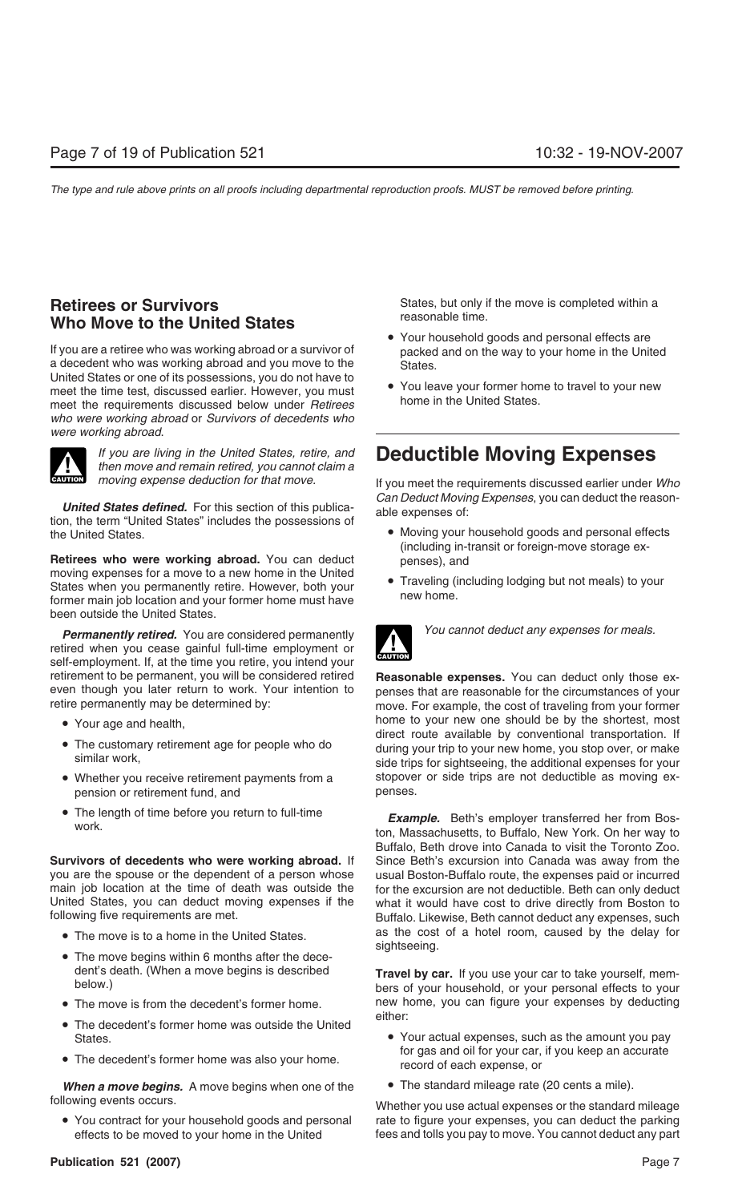## Retirees or Survivors Who Move to the United States

If you are a retiree who was working abroad or a survivor of a decedent who was working abroad and you move to the United States or one of its possessions, you do not have to meet the time test, discussed earlier. However, you must meet the requirements discussed below under *Retirees who were working abroad* or *Survivors of decedents who were working abroad*.

CAUTION: *If you are living in the United States, retire, and then move and remain retired, you cannot claim a moving expense deduction for that move.*

***United States defined.*** For this section of this publication, the term "United States" includes the possessions of the United States.

**Retirees who were working abroad.** You can deduct moving expenses for a move to a new home in the United States when you permanently retire. However, both your former main job location and your former home must have been outside the United States.

***Permanently retired.*** You are considered permanently retired when you cease gainful full-time employment or self-employment. If, at the time you retire, you intend your retirement to be permanent, you will be considered retired even though you later return to work. Your intention to retire permanently may be determined by:

- Your age and health,
- The customary retirement age for people who do similar work,
- Whether you receive retirement payments from a pension or retirement fund, and
- The length of time before you return to full-time work.

**Survivors of decedents who were working abroad.** If you are the spouse or the dependent of a person whose main job location at the time of death was outside the United States, you can deduct moving expenses if the following five requirements are met.

- The move is to a home in the United States.
- The move begins within 6 months after the decedent's death. (When a move begins is described below.)
- The move is from the decedent's former home.
- The decedent's former home was outside the United States.
- The decedent's former home was also your home.

***When a move begins.*** A move begins when one of the following events occurs.

- You contract for your household goods and personal effects to be moved to your home in the United States, but only if the move is completed within a reasonable time.
- Your household goods and personal effects are packed and on the way to your home in the United States.
- You leave your former home to travel to your new home in the United States.

# Deductible Moving Expenses

If you meet the requirements discussed earlier under *Who Can Deduct Moving Expenses*, you can deduct the reasonable expenses of:

- Moving your household goods and personal effects (including in-transit or foreign-move storage expenses), and
- Traveling (including lodging but not meals) to your new home.

CAUTION: *You cannot deduct any expenses for meals.*

**Reasonable expenses.** You can deduct only those expenses that are reasonable for the circumstances of your move. For example, the cost of traveling from your former home to your new one should be by the shortest, most direct route available by conventional transportation. If during your trip to your new home, you stop over, or make side trips for sightseeing, the additional expenses for your stopover or side trips are not deductible as moving expenses.

***Example.*** Beth's employer transferred her from Boston, Massachusetts, to Buffalo, New York. On her way to Buffalo, Beth drove into Canada to visit the Toronto Zoo. Since Beth's excursion into Canada was away from the usual Boston-Buffalo route, the expenses paid or incurred for the excursion are not deductible. Beth can only deduct what it would have cost to drive directly from Boston to Buffalo. Likewise, Beth cannot deduct any expenses, such as the cost of a hotel room, caused by the delay for sightseeing.

**Travel by car.** If you use your car to take yourself, members of your household, or your personal effects to your new home, you can figure your expenses by deducting either:

- Your actual expenses, such as the amount you pay for gas and oil for your car, if you keep an accurate record of each expense, or
- The standard mileage rate (20 cents a mile).

Whether you use actual expenses or the standard mileage rate to figure your expenses, you can deduct the parking fees and tolls you pay to move. You cannot deduct any part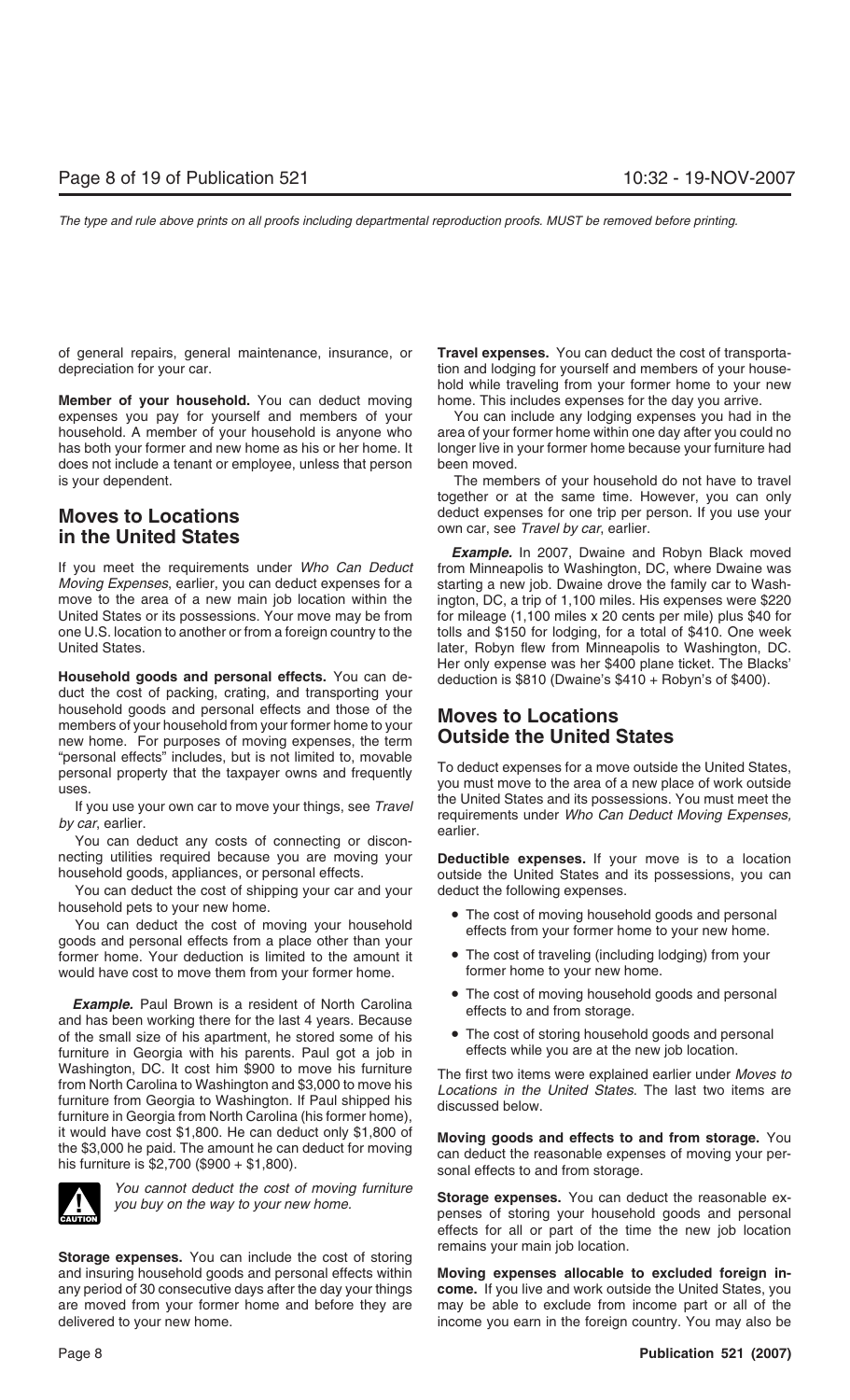of general repairs, general maintenance, insurance, or depreciation for your car.

**Member of your household.** You can deduct moving expenses you pay for yourself and members of your household. A member of your household is anyone who has both your former and new home as his or her home. It does not include a tenant or employee, unless that person is your dependent.

## Moves to Locations in the United States

If you meet the requirements under *Who Can Deduct Moving Expenses*, earlier, you can deduct expenses for a move to the area of a new main job location within the United States or its possessions. Your move may be from one U.S. location to another or from a foreign country to the United States.

**Household goods and personal effects.** You can deduct the cost of packing, crating, and transporting your household goods and personal effects and those of the members of your household from your former home to your new home. For purposes of moving expenses, the term "personal effects" includes, but is not limited to, movable personal property that the taxpayer owns and frequently uses.

If you use your own car to move your things, see *Travel by car*, earlier.

You can deduct any costs of connecting or disconnecting utilities required because you are moving your household goods, appliances, or personal effects.

You can deduct the cost of shipping your car and your household pets to your new home.

You can deduct the cost of moving your household goods and personal effects from a place other than your former home. Your deduction is limited to the amount it would have cost to move them from your former home.

***Example.*** Paul Brown is a resident of North Carolina and has been working there for the last 4 years. Because of the small size of his apartment, he stored some of his furniture in Georgia with his parents. Paul got a job in Washington, DC. It cost him $900 to move his furniture from North Carolina to Washington and $3,000 to move his furniture from Georgia to Washington. If Paul shipped his furniture in Georgia from North Carolina (his former home), it would have cost $1,800. He can deduct only $1,800 of the $3,000 he paid. The amount he can deduct for moving his furniture is $2,700 ($900 + $1,800).

**CAUTION:** *You cannot deduct the cost of moving furniture you buy on the way to your new home.*

**Storage expenses.** You can include the cost of storing and insuring household goods and personal effects within any period of 30 consecutive days after the day your things are moved from your former home and before they are delivered to your new home.

**Travel expenses.** You can deduct the cost of transportation and lodging for yourself and members of your household while traveling from your former home to your new home. This includes expenses for the day you arrive.

You can include any lodging expenses you had in the area of your former home within one day after you could no longer live in your former home because your furniture had been moved.

The members of your household do not have to travel together or at the same time. However, you can only deduct expenses for one trip per person. If you use your own car, see *Travel by car*, earlier.

***Example.*** In 2007, Dwaine and Robyn Black moved from Minneapolis to Washington, DC, where Dwaine was starting a new job. Dwaine drove the family car to Washington, DC, a trip of 1,100 miles. His expenses were $220 for mileage (1,100 miles x 20 cents per mile) plus $40 for tolls and $150 for lodging, for a total of $410. One week later, Robyn flew from Minneapolis to Washington, DC. Her only expense was her $400 plane ticket. The Blacks' deduction is $810 (Dwaine's $410 + Robyn's of $400).

## Moves to Locations Outside the United States

To deduct expenses for a move outside the United States, you must move to the area of a new place of work outside the United States and its possessions. You must meet the requirements under *Who Can Deduct Moving Expenses,* earlier.

**Deductible expenses.** If your move is to a location outside the United States and its possessions, you can deduct the following expenses.

- The cost of moving household goods and personal effects from your former home to your new home.
- The cost of traveling (including lodging) from your former home to your new home.
- The cost of moving household goods and personal effects to and from storage.
- The cost of storing household goods and personal effects while you are at the new job location.

The first two items were explained earlier under *Moves to Locations in the United States*. The last two items are discussed below.

**Moving goods and effects to and from storage.** You can deduct the reasonable expenses of moving your personal effects to and from storage.

**Storage expenses.** You can deduct the reasonable expenses of storing your household goods and personal effects for all or part of the time the new job location remains your main job location.

**Moving expenses allocable to excluded foreign income.** If you live and work outside the United States, you may be able to exclude from income part or all of the income you earn in the foreign country. You may also be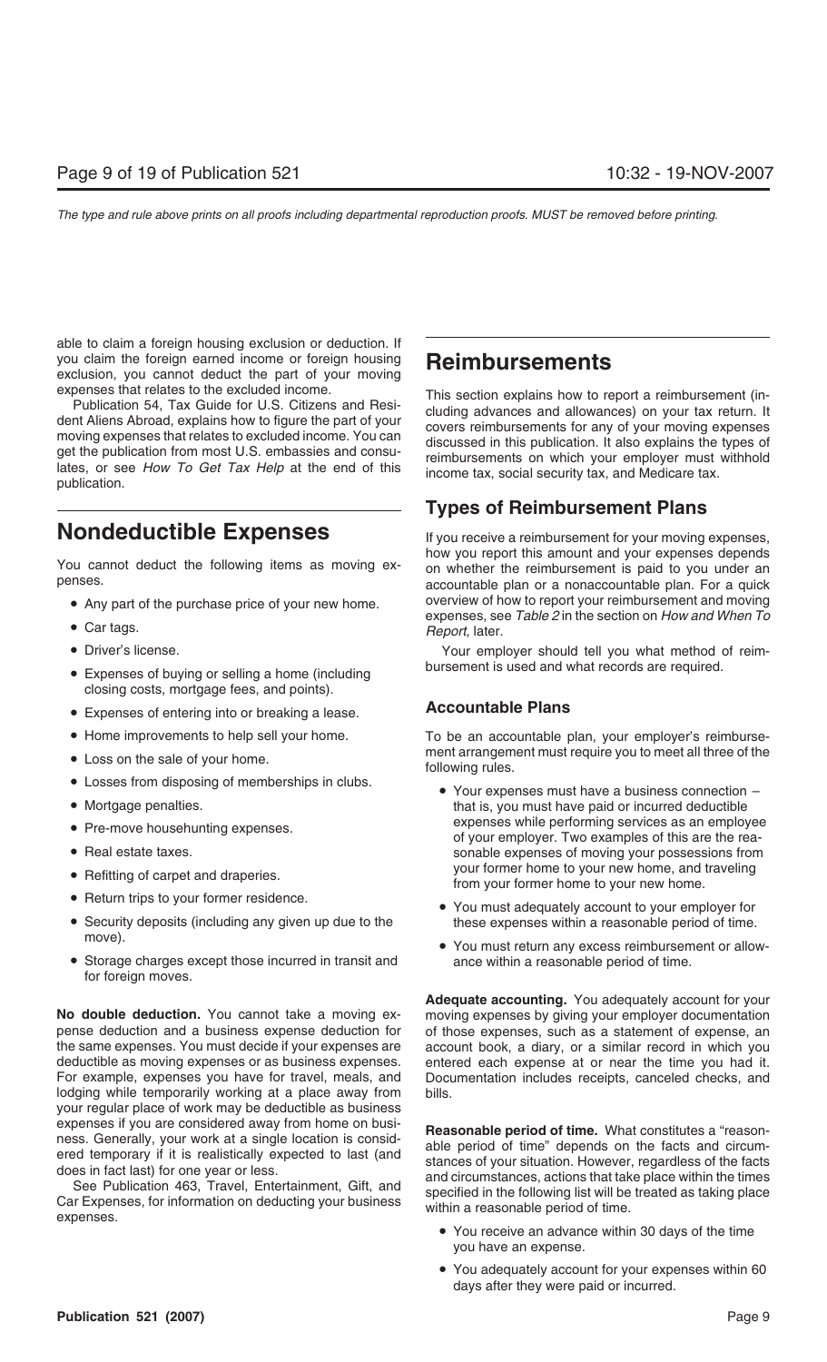able to claim a foreign housing exclusion or deduction. If you claim the foreign earned income or foreign housing exclusion, you cannot deduct the part of your moving expenses that relates to the excluded income.

Publication 54, Tax Guide for U.S. Citizens and Resident Aliens Abroad, explains how to figure the part of your moving expenses that relates to excluded income. You can get the publication from most U.S. embassies and consulates, or see *How To Get Tax Help* at the end of this publication.

# Nondeductible Expenses

You cannot deduct the following items as moving expenses.

- Any part of the purchase price of your new home.
- Car tags.
- Driver's license.
- Expenses of buying or selling a home (including closing costs, mortgage fees, and points).
- Expenses of entering into or breaking a lease.
- Home improvements to help sell your home.
- Loss on the sale of your home.
- Losses from disposing of memberships in clubs.
- Mortgage penalties.
- Pre-move househunting expenses.
- Real estate taxes.
- Refitting of carpet and draperies.
- Return trips to your former residence.
- Security deposits (including any given up due to the move).
- Storage charges except those incurred in transit and for foreign moves.

**No double deduction.** You cannot take a moving expense deduction and a business expense deduction for the same expenses. You must decide if your expenses are deductible as moving expenses or as business expenses. For example, expenses you have for travel, meals, and lodging while temporarily working at a place away from your regular place of work may be deductible as business expenses if you are considered away from home on business. Generally, your work at a single location is considered temporary if it is realistically expected to last (and does in fact last) for one year or less.

See Publication 463, Travel, Entertainment, Gift, and Car Expenses, for information on deducting your business expenses.

# Reimbursements

This section explains how to report a reimbursement (including advances and allowances) on your tax return. It covers reimbursements for any of your moving expenses discussed in this publication. It also explains the types of reimbursements on which your employer must withhold income tax, social security tax, and Medicare tax.

## Types of Reimbursement Plans

If you receive a reimbursement for your moving expenses, how you report this amount and your expenses depends on whether the reimbursement is paid to you under an accountable plan or a nonaccountable plan. For a quick overview of how to report your reimbursement and moving expenses, see *Table 2* in the section on *How and When To Report,* later.

Your employer should tell you what method of reimbursement is used and what records are required.

### Accountable Plans

To be an accountable plan, your employer's reimbursement arrangement must require you to meet all three of the following rules.

- Your expenses must have a business connection – that is, you must have paid or incurred deductible expenses while performing services as an employee of your employer. Two examples of this are the reasonable expenses of moving your possessions from your former home to your new home, and traveling from your former home to your new home.
- You must adequately account to your employer for these expenses within a reasonable period of time.
- You must return any excess reimbursement or allowance within a reasonable period of time.

**Adequate accounting.** You adequately account for your moving expenses by giving your employer documentation of those expenses, such as a statement of expense, an account book, a diary, or a similar record in which you entered each expense at or near the time you had it. Documentation includes receipts, canceled checks, and bills.

**Reasonable period of time.** What constitutes a "reasonable period of time" depends on the facts and circumstances of your situation. However, regardless of the facts and circumstances, actions that take place within the times specified in the following list will be treated as taking place within a reasonable period of time.

- You receive an advance within 30 days of the time you have an expense.
- You adequately account for your expenses within 60 days after they were paid or incurred.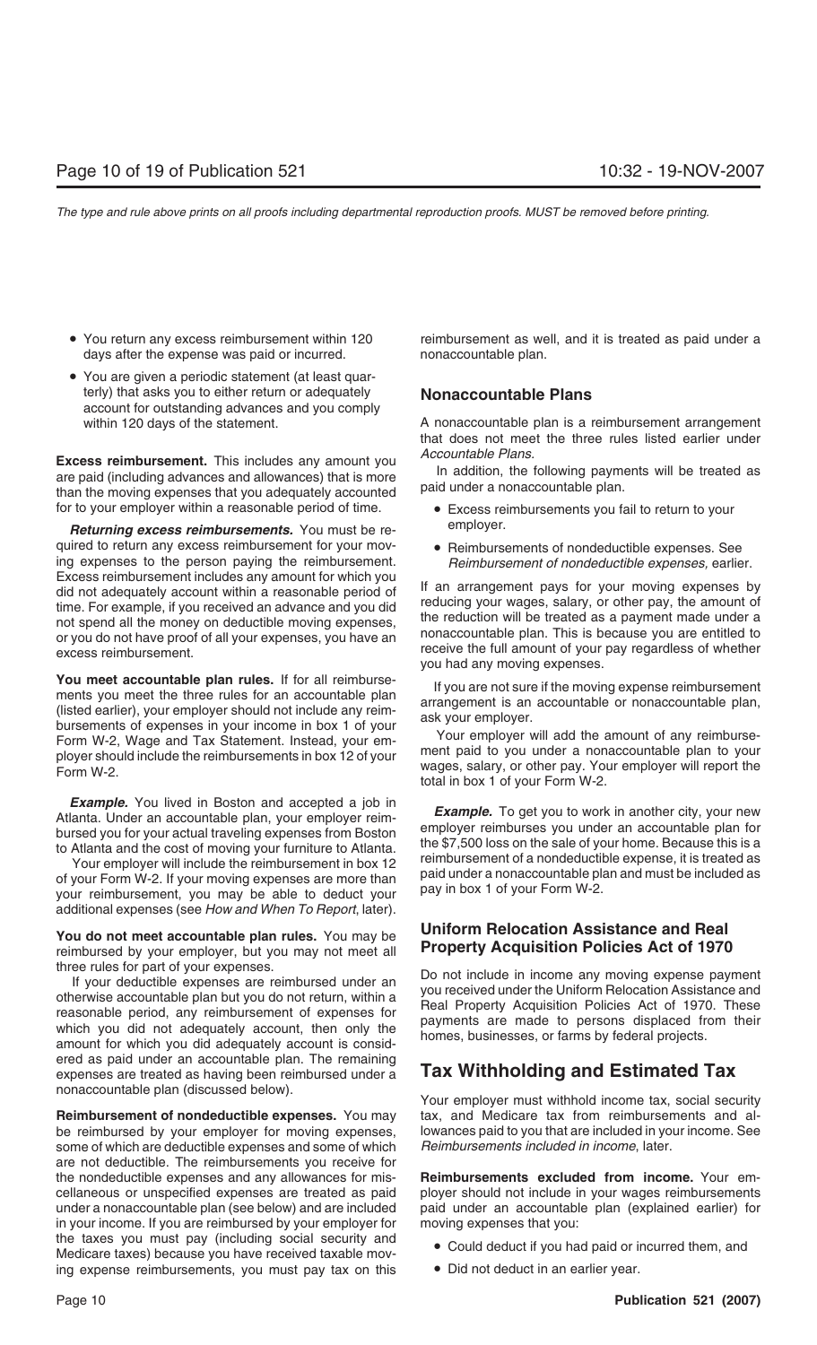- You return any excess reimbursement within 120 days after the expense was paid or incurred.
- You are given a periodic statement (at least quarterly) that asks you to either return or adequately account for outstanding advances and you comply within 120 days of the statement.

**Excess reimbursement.** This includes any amount you are paid (including advances and allowances) that is more than the moving expenses that you adequately accounted for to your employer within a reasonable period of time.

***Returning excess reimbursements.*** You must be required to return any excess reimbursement for your moving expenses to the person paying the reimbursement. Excess reimbursement includes any amount for which you did not adequately account within a reasonable period of time. For example, if you received an advance and you did not spend all the money on deductible moving expenses, or you do not have proof of all your expenses, you have an excess reimbursement.

**You meet accountable plan rules.** If for all reimbursements you meet the three rules for an accountable plan (listed earlier), your employer should not include any reimbursements of expenses in your income in box 1 of your Form W-2, Wage and Tax Statement. Instead, your employer should include the reimbursements in box 12 of your Form W-2.

***Example.*** You lived in Boston and accepted a job in Atlanta. Under an accountable plan, your employer reimbursed you for your actual traveling expenses from Boston to Atlanta and the cost of moving your furniture to Atlanta.

Your employer will include the reimbursement in box 12 of your Form W-2. If your moving expenses are more than your reimbursement, you may be able to deduct your additional expenses (see *How and When To Report*, later).

**You do not meet accountable plan rules.** You may be reimbursed by your employer, but you may not meet all three rules for part of your expenses.

If your deductible expenses are reimbursed under an otherwise accountable plan but you do not return, within a reasonable period, any reimbursement of expenses for which you did not adequately account, then only the amount for which you did adequately account is considered as paid under an accountable plan. The remaining expenses are treated as having been reimbursed under a nonaccountable plan (discussed below).

**Reimbursement of nondeductible expenses.** You may be reimbursed by your employer for moving expenses, some of which are deductible expenses and some of which are not deductible. The reimbursements you receive for the nondeductible expenses and any allowances for miscellaneous or unspecified expenses are treated as paid under a nonaccountable plan (see below) and are included in your income. If you are reimbursed by your employer for the taxes you must pay (including social security and Medicare taxes) because you have received taxable moving expense reimbursements, you must pay tax on this reimbursement as well, and it is treated as paid under a nonaccountable plan.

## Nonaccountable Plans

A nonaccountable plan is a reimbursement arrangement that does not meet the three rules listed earlier under *Accountable Plans.*

In addition, the following payments will be treated as paid under a nonaccountable plan.

- Excess reimbursements you fail to return to your employer.
- Reimbursements of nondeductible expenses. See *Reimbursement of nondeductible expenses,* earlier.

If an arrangement pays for your moving expenses by reducing your wages, salary, or other pay, the amount of the reduction will be treated as a payment made under a nonaccountable plan. This is because you are entitled to receive the full amount of your pay regardless of whether you had any moving expenses.

If you are not sure if the moving expense reimbursement arrangement is an accountable or nonaccountable plan, ask your employer.

Your employer will add the amount of any reimbursement paid to you under a nonaccountable plan to your wages, salary, or other pay. Your employer will report the total in box 1 of your Form W-2.

***Example.*** To get you to work in another city, your new employer reimburses you under an accountable plan for the $7,500 loss on the sale of your home. Because this is a reimbursement of a nondeductible expense, it is treated as paid under a nonaccountable plan and must be included as pay in box 1 of your Form W-2.

## Uniform Relocation Assistance and Real Property Acquisition Policies Act of 1970

Do not include in income any moving expense payment you received under the Uniform Relocation Assistance and Real Property Acquisition Policies Act of 1970. These payments are made to persons displaced from their homes, businesses, or farms by federal projects.

# Tax Withholding and Estimated Tax

Your employer must withhold income tax, social security tax, and Medicare tax from reimbursements and allowances paid to you that are included in your income. See *Reimbursements included in income*, later.

**Reimbursements excluded from income.** Your employer should not include in your wages reimbursements paid under an accountable plan (explained earlier) for moving expenses that you:

- Could deduct if you had paid or incurred them, and
- Did not deduct in an earlier year.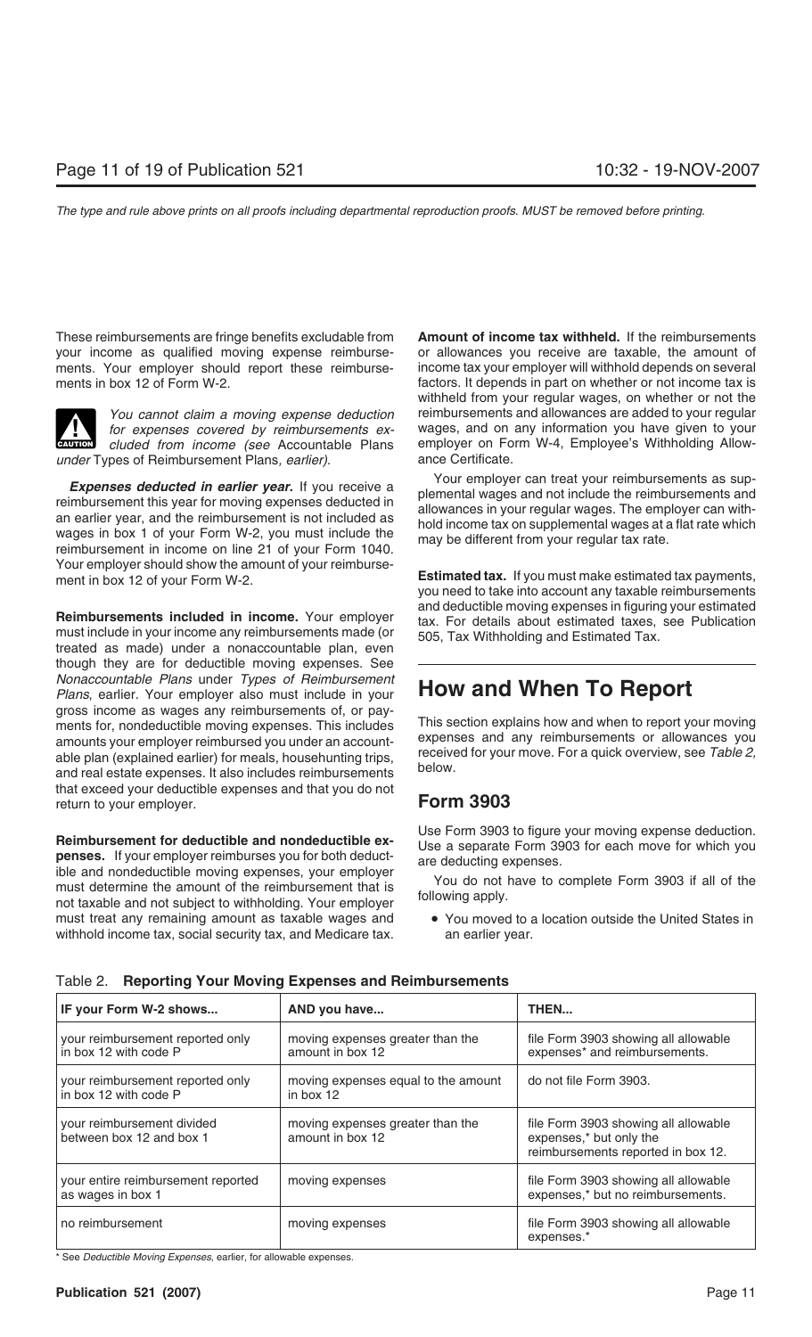These reimbursements are fringe benefits excludable from your income as qualified moving expense reimbursements. Your employer should report these reimbursements in box 12 of Form W-2.

**CAUTION:** *You cannot claim a moving expense deduction for expenses covered by reimbursements excluded from income (see* Accountable Plans *under* Types of Reimbursement Plans*, earlier).*

***Expenses deducted in earlier year.*** If you receive a reimbursement this year for moving expenses deducted in an earlier year, and the reimbursement is not included as wages in box 1 of your Form W-2, you must include the reimbursement in income on line 21 of your Form 1040. Your employer should show the amount of your reimbursement in box 12 of your Form W-2.

**Reimbursements included in income.** Your employer must include in your income any reimbursements made (or treated as made) under a nonaccountable plan, even though they are for deductible moving expenses. See *Nonaccountable Plans* under *Types of Reimbursement Plans*, earlier. Your employer also must include in your gross income as wages any reimbursements of, or payments for, nondeductible moving expenses. This includes amounts your employer reimbursed you under an accountable plan (explained earlier) for meals, househunting trips, and real estate expenses. It also includes reimbursements that exceed your deductible expenses and that you do not return to your employer.

**Reimbursement for deductible and nondeductible expenses.** If your employer reimburses you for both deductible and nondeductible moving expenses, your employer must determine the amount of the reimbursement that is not taxable and not subject to withholding. Your employer must treat any remaining amount as taxable wages and withhold income tax, social security tax, and Medicare tax.

**Amount of income tax withheld.** If the reimbursements or allowances you receive are taxable, the amount of income tax your employer will withhold depends on several factors. It depends in part on whether or not income tax is withheld from your regular wages, on whether or not the reimbursements and allowances are added to your regular wages, and on any information you have given to your employer on Form W-4, Employee's Withholding Allowance Certificate.

Your employer can treat your reimbursements as supplemental wages and not include the reimbursements and allowances in your regular wages. The employer can withhold income tax on supplemental wages at a flat rate which may be different from your regular tax rate.

**Estimated tax.** If you must make estimated tax payments, you need to take into account any taxable reimbursements and deductible moving expenses in figuring your estimated tax. For details about estimated taxes, see Publication 505, Tax Withholding and Estimated Tax.

# How and When To Report

This section explains how and when to report your moving expenses and any reimbursements or allowances you received for your move. For a quick overview, see *Table 2*, below.

## Form 3903

Use Form 3903 to figure your moving expense deduction. Use a separate Form 3903 for each move for which you are deducting expenses.

You do not have to complete Form 3903 if all of the following apply.

- You moved to a location outside the United States in an earlier year.

Table 2. **Reporting Your Moving Expenses and Reimbursements**

| IF your Form W-2 shows... | AND you have... | THEN... |
|---|---|---|
| your reimbursement reported only in box 12 with code P | moving expenses greater than the amount in box 12 | file Form 3903 showing all allowable expenses* and reimbursements. |
| your reimbursement reported only in box 12 with code P | moving expenses equal to the amount in box 12 | do not file Form 3903. |
| your reimbursement divided between box 12 and box 1 | moving expenses greater than the amount in box 12 | file Form 3903 showing all allowable expenses,* but only the reimbursements reported in box 12. |
| your entire reimbursement reported as wages in box 1 | moving expenses | file Form 3903 showing all allowable expenses,* but no reimbursements. |
| no reimbursement | moving expenses | file Form 3903 showing all allowable expenses.* |

\* See *Deductible Moving Expenses*, earlier, for allowable expenses.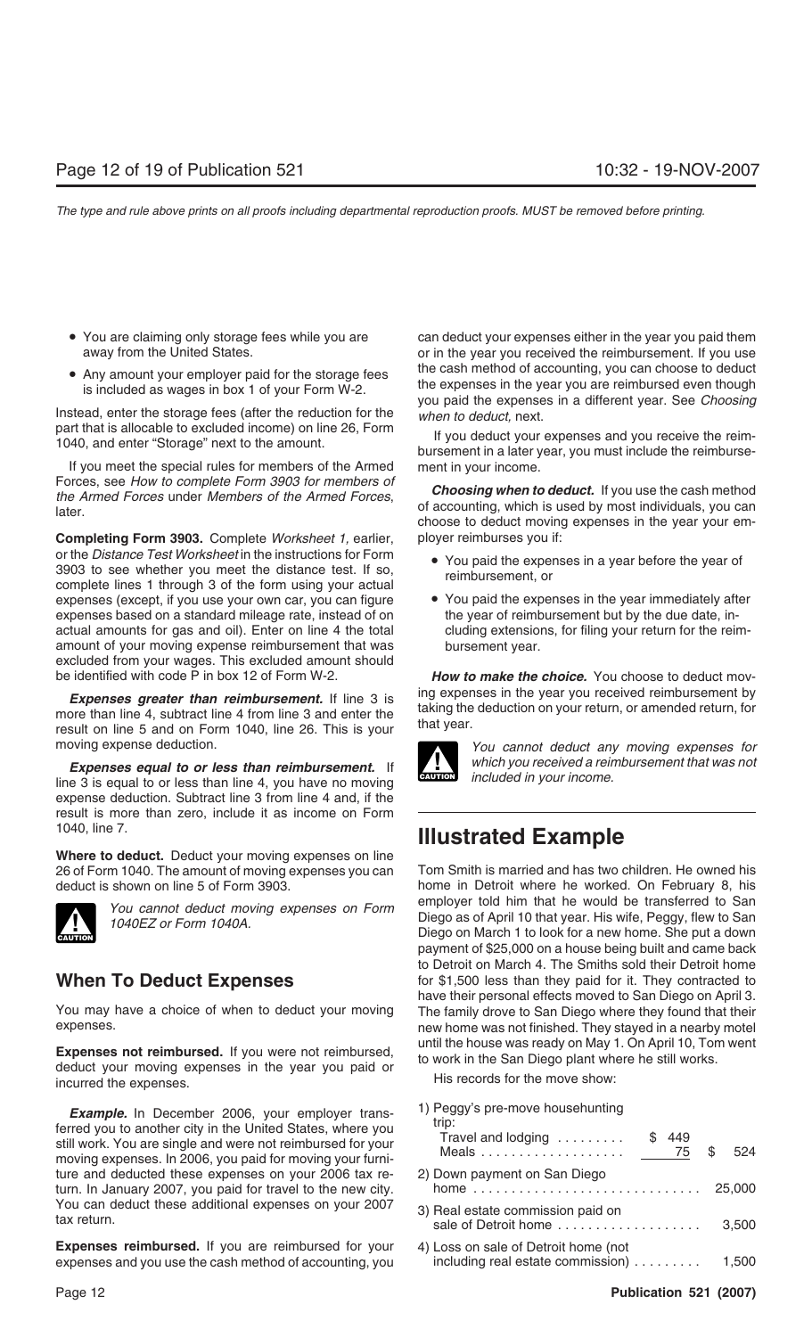- You are claiming only storage fees while you are away from the United States.
- Any amount your employer paid for the storage fees is included as wages in box 1 of your Form W-2.

Instead, enter the storage fees (after the reduction for the part that is allocable to excluded income) on line 26, Form 1040, and enter "Storage" next to the amount.

If you meet the special rules for members of the Armed Forces, see *How to complete Form 3903 for members of the Armed Forces* under *Members of the Armed Forces*, later.

**Completing Form 3903.** Complete *Worksheet 1,* earlier, or the *Distance Test Worksheet* in the instructions for Form 3903 to see whether you meet the distance test. If so, complete lines 1 through 3 of the form using your actual expenses (except, if you use your own car, you can figure expenses based on a standard mileage rate, instead of on actual amounts for gas and oil). Enter on line 4 the total amount of your moving expense reimbursement that was excluded from your wages. This excluded amount should be identified with code P in box 12 of Form W-2.

***Expenses greater than reimbursement.*** If line 3 is more than line 4, subtract line 4 from line 3 and enter the result on line 5 and on Form 1040, line 26. This is your moving expense deduction.

***Expenses equal to or less than reimbursement.*** If line 3 is equal to or less than line 4, you have no moving expense deduction. Subtract line 3 from line 4 and, if the result is more than zero, include it as income on Form 1040, line 7.

**Where to deduct.** Deduct your moving expenses on line 26 of Form 1040. The amount of moving expenses you can deduct is shown on line 5 of Form 3903.

**CAUTION** *You cannot deduct moving expenses on Form 1040EZ or Form 1040A.*

## When To Deduct Expenses

You may have a choice of when to deduct your moving expenses.

**Expenses not reimbursed.** If you were not reimbursed, deduct your moving expenses in the year you paid or incurred the expenses.

***Example.*** In December 2006, your employer transferred you to another city in the United States, where you still work. You are single and were not reimbursed for your moving expenses. In 2006, you paid for moving your furniture and deducted these expenses on your 2006 tax return. In January 2007, you paid for travel to the new city. You can deduct these additional expenses on your 2007 tax return.

**Expenses reimbursed.** If you are reimbursed for your expenses and you use the cash method of accounting, you can deduct your expenses either in the year you paid them or in the year you received the reimbursement. If you use the cash method of accounting, you can choose to deduct the expenses in the year you are reimbursed even though you paid the expenses in a different year. See *Choosing when to deduct,* next.

If you deduct your expenses and you receive the reimbursement in a later year, you must include the reimbursement in your income.

***Choosing when to deduct.*** If you use the cash method of accounting, which is used by most individuals, you can choose to deduct moving expenses in the year your employer reimburses you if:

- You paid the expenses in a year before the year of reimbursement, or
- You paid the expenses in the year immediately after the year of reimbursement but by the due date, including extensions, for filing your return for the reimbursement year.

***How to make the choice.*** You choose to deduct moving expenses in the year you received reimbursement by taking the deduction on your return, or amended return, for that year.

**CAUTION** *You cannot deduct any moving expenses for which you received a reimbursement that was not included in your income.*

## Illustrated Example

Tom Smith is married and has two children. He owned his home in Detroit where he worked. On February 8, his employer told him that he would be transferred to San Diego as of April 10 that year. His wife, Peggy, flew to San Diego on March 1 to look for a new home. She put a down payment of $25,000 on a house being built and came back to Detroit on March 4. The Smiths sold their Detroit home for $1,500 less than they paid for it. They contracted to have their personal effects moved to San Diego on April 3. The family drove to San Diego where they found that their new home was not finished. They stayed in a nearby motel until the house was ready on May 1. On April 10, Tom went to work in the San Diego plant where he still works.

His records for the move show:

| | | |
|---|---|---|
| 1) Peggy's pre-move househunting trip: | | |
| Travel and lodging | $ 449 | |
| Meals | 75 | $ 524 |
| 2) Down payment on San Diego home | | 25,000 |
| 3) Real estate commission paid on sale of Detroit home | | 3,500 |
| 4) Loss on sale of Detroit home (not including real estate commission) | | 1,500 |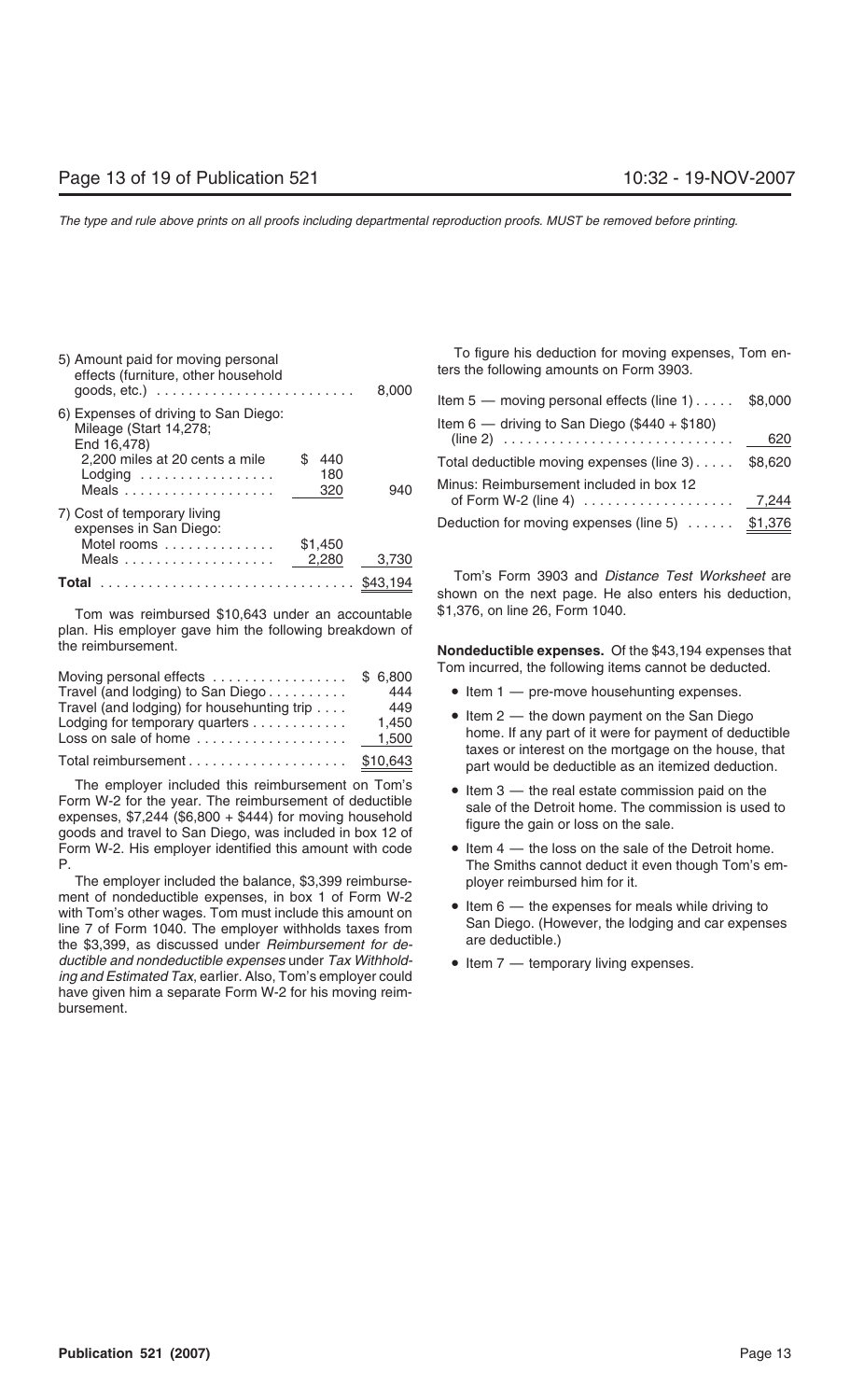| | | |
|---|---|---|
| 5) Amount paid for moving personal effects (furniture, other household goods, etc.) | | 8,000 |
| 6) Expenses of driving to San Diego: Mileage (Start 14,278; End 16,478) | | |
| 2,200 miles at 20 cents a mile | $ 440 | |
| Lodging | 180 | |
| Meals | 320 | 940 |
| 7) Cost of temporary living expenses in San Diego: | | |
| Motel rooms | $1,450 | |
| Meals | 2,280 | 3,730 |
| **Total** | | $43,194 |

Tom was reimbursed $10,643 under an accountable plan. His employer gave him the following breakdown of the reimbursement.

| | |
|---|---|
| Moving personal effects | $ 6,800 |
| Travel (and lodging) to San Diego | 444 |
| Travel (and lodging) for househunting trip | 449 |
| Lodging for temporary quarters | 1,450 |
| Loss on sale of home | 1,500 |
| Total reimbursement | $10,643 |

The employer included this reimbursement on Tom's Form W-2 for the year. The reimbursement of deductible expenses, $7,244 ($6,800 + $444) for moving household goods and travel to San Diego, was included in box 12 of Form W-2. His employer identified this amount with code P.

The employer included the balance, $3,399 reimbursement of nondeductible expenses, in box 1 of Form W-2 with Tom's other wages. Tom must include this amount on line 7 of Form 1040. The employer withholds taxes from the $3,399, as discussed under *Reimbursement for deductible and nondeductible expenses* under *Tax Withholding and Estimated Tax*, earlier. Also, Tom's employer could have given him a separate Form W-2 for his moving reimbursement.

To figure his deduction for moving expenses, Tom enters the following amounts on Form 3903.

| | |
|---|---|
| Item 5 — moving personal effects (line 1) | $8,000 |
| Item 6 — driving to San Diego ($440 + $180) (line 2) | 620 |
| Total deductible moving expenses (line 3) | $8,620 |
| Minus: Reimbursement included in box 12 of Form W-2 (line 4) | 7,244 |
| Deduction for moving expenses (line 5) | $1,376 |

Tom's Form 3903 and *Distance Test Worksheet* are shown on the next page. He also enters his deduction, $1,376, on line 26, Form 1040.

**Nondeductible expenses.** Of the $43,194 expenses that Tom incurred, the following items cannot be deducted.

- Item 1 — pre-move househunting expenses.
- Item 2 — the down payment on the San Diego home. If any part of it were for payment of deductible taxes or interest on the mortgage on the house, that part would be deductible as an itemized deduction.
- Item 3 — the real estate commission paid on the sale of the Detroit home. The commission is used to figure the gain or loss on the sale.
- Item 4 — the loss on the sale of the Detroit home. The Smiths cannot deduct it even though Tom's employer reimbursed him for it.
- Item 6 — the expenses for meals while driving to San Diego. (However, the lodging and car expenses are deductible.)
- Item 7 — temporary living expenses.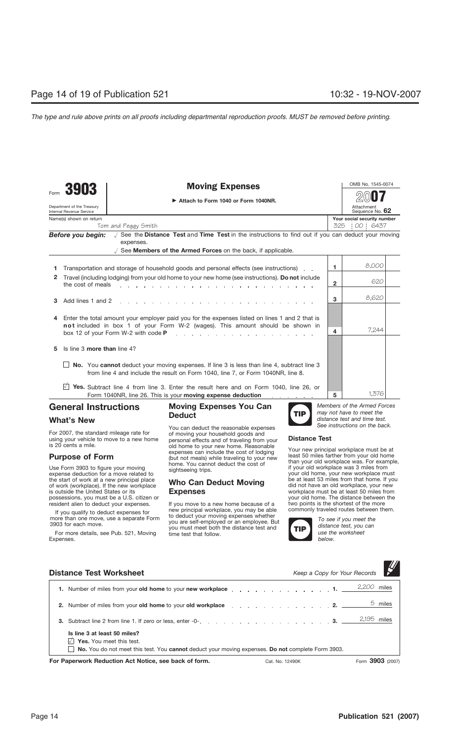*The type and rule above prints on all proofs including departmental reproduction proofs. MUST be removed before printing.*

Form **3903**

Department of the Treasury
Internal Revenue Service

## Moving Expenses

▶ Attach to Form 1040 or Form 1040NR.

OMB No. 1545-0074

**2007**

Attachment Sequence No. **62**

Name(s) shown on return: Tom and Peggy Smith

Your social security number: 325 00 6437

**Before you begin:** √ See the **Distance Test** and **Time Test** in the instructions to find out if you can deduct your moving expenses.

√ See **Members of the Armed Forces** on the back, if applicable.

| | | | |
|---|---|---|---|
| **1** | Transportation and storage of household goods and personal effects (see instructions) | 1 | 8,000 |
| **2** | Travel (including lodging) from your old home to your new home (see instructions). **Do not** include the cost of meals | 2 | 620 |
| **3** | Add lines 1 and 2 | 3 | 8,620 |
| **4** | Enter the total amount your employer paid you for the expenses listed on lines 1 and 2 that is **not** included in box 1 of your Form W-2 (wages). This amount should be shown in box 12 of your Form W-2 with code **P** | 4 | 7,244 |
| **5** | Is line 3 **more than** line 4? | | |
| | ☐ **No.** You **cannot** deduct your moving expenses. If line 3 is less than line 4, subtract line 3 from line 4 and include the result on Form 1040, line 7, or Form 1040NR, line 8. | | |
| | ☑ **Yes.** Subtract line 4 from line 3. Enter the result here and on Form 1040, line 26, or Form 1040NR, line 26. This is your **moving expense deduction** | 5 | 1,376 |

## General Instructions

### What's New

For 2007, the standard mileage rate for using your vehicle to move to a new home is 20 cents a mile.

### Purpose of Form

Use Form 3903 to figure your moving expense deduction for a move related to the start of work at a new principal place of work (workplace). If the new workplace is outside the United States or its possessions, you must be a U.S. citizen or resident alien to deduct your expenses.

If you qualify to deduct expenses for more than one move, use a separate Form 3903 for each move.

For more details, see Pub. 521, Moving Expenses.

### Moving Expenses You Can Deduct

You can deduct the reasonable expenses of moving your household goods and personal effects and of traveling from your old home to your new home. Reasonable expenses can include the cost of lodging (but not meals) while traveling to your new home. You cannot deduct the cost of sightseeing trips.

### Who Can Deduct Moving Expenses

If you move to a new home because of a new principal workplace, you may be able to deduct your moving expenses whether you are self-employed or an employee. But you must meet both the distance test and time test that follow.

**TIP** *Members of the Armed Forces may not have to meet the distance test and time test. See instructions on the back.*

### Distance Test

Your new principal workplace must be at least 50 miles farther from your old home than your old workplace was. For example, if your old workplace was 3 miles from your old home, your new workplace must be at least 53 miles from that home. If you did not have an old workplace, your new workplace must be at least 50 miles from your old home. The distance between the two points is the shortest of the more commonly traveled routes between them.

**TIP** *To see if you meet the distance test, you can use the worksheet below.*

### Distance Test Worksheet

*Keep a Copy for Your Records*

| | | | |
|---|---|---|---|
| **1.** | Number of miles from your **old home** to your **new workplace** | 1. | 2,200 miles |
| **2.** | Number of miles from your **old home** to your **old workplace** | 2. | 5 miles |
| **3.** | Subtract line 2 from line 1. If zero or less, enter -0- | 3. | 2,195 miles |

**Is line 3 at least 50 miles?**

☑ **Yes.** You meet this test.

☐ **No.** You do not meet this test. You **cannot** deduct your moving expenses. **Do not** complete Form 3903.

**For Paperwork Reduction Act Notice, see back of form.** Cat. No. 12490K Form **3903** (2007)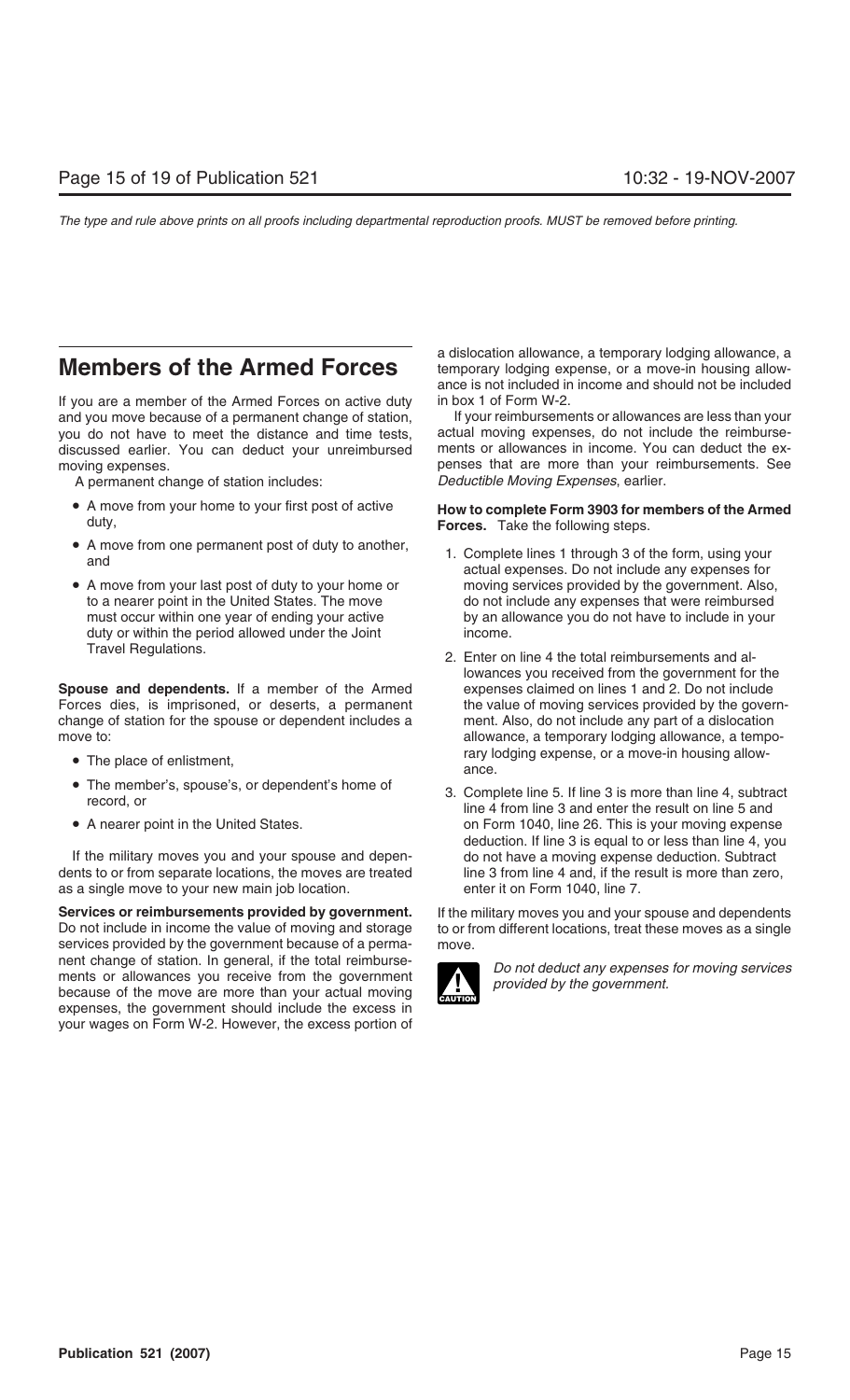## Members of the Armed Forces

If you are a member of the Armed Forces on active duty and you move because of a permanent change of station, you do not have to meet the distance and time tests, discussed earlier. You can deduct your unreimbursed moving expenses.

A permanent change of station includes:

- A move from your home to your first post of active duty,
- A move from one permanent post of duty to another, and
- A move from your last post of duty to your home or to a nearer point in the United States. The move must occur within one year of ending your active duty or within the period allowed under the Joint Travel Regulations.

**Spouse and dependents.** If a member of the Armed Forces dies, is imprisoned, or deserts, a permanent change of station for the spouse or dependent includes a move to:

- The place of enlistment,
- The member's, spouse's, or dependent's home of record, or
- A nearer point in the United States.

If the military moves you and your spouse and dependents to or from separate locations, the moves are treated as a single move to your new main job location.

**Services or reimbursements provided by government.** Do not include in income the value of moving and storage services provided by the government because of a permanent change of station. In general, if the total reimbursements or allowances you receive from the government because of the move are more than your actual moving expenses, the government should include the excess in your wages on Form W-2. However, the excess portion of a dislocation allowance, a temporary lodging allowance, a temporary lodging expense, or a move-in housing allowance is not included in income and should not be included in box 1 of Form W-2.

If your reimbursements or allowances are less than your actual moving expenses, do not include the reimbursements or allowances in income. You can deduct the expenses that are more than your reimbursements. See *Deductible Moving Expenses*, earlier.

**How to complete Form 3903 for members of the Armed Forces.** Take the following steps.

1. Complete lines 1 through 3 of the form, using your actual expenses. Do not include any expenses for moving services provided by the government. Also, do not include any expenses that were reimbursed by an allowance you do not have to include in your income.
2. Enter on line 4 the total reimbursements and allowances you received from the government for the expenses claimed on lines 1 and 2. Do not include the value of moving services provided by the government. Also, do not include any part of a dislocation allowance, a temporary lodging allowance, a temporary lodging expense, or a move-in housing allowance.
3. Complete line 5. If line 3 is more than line 4, subtract line 4 from line 3 and enter the result on line 5 and on Form 1040, line 26. This is your moving expense deduction. If line 3 is equal to or less than line 4, you do not have a moving expense deduction. Subtract line 3 from line 4 and, if the result is more than zero, enter it on Form 1040, line 7.

If the military moves you and your spouse and dependents to or from different locations, treat these moves as a single move.

**CAUTION:** *Do not deduct any expenses for moving services provided by the government.*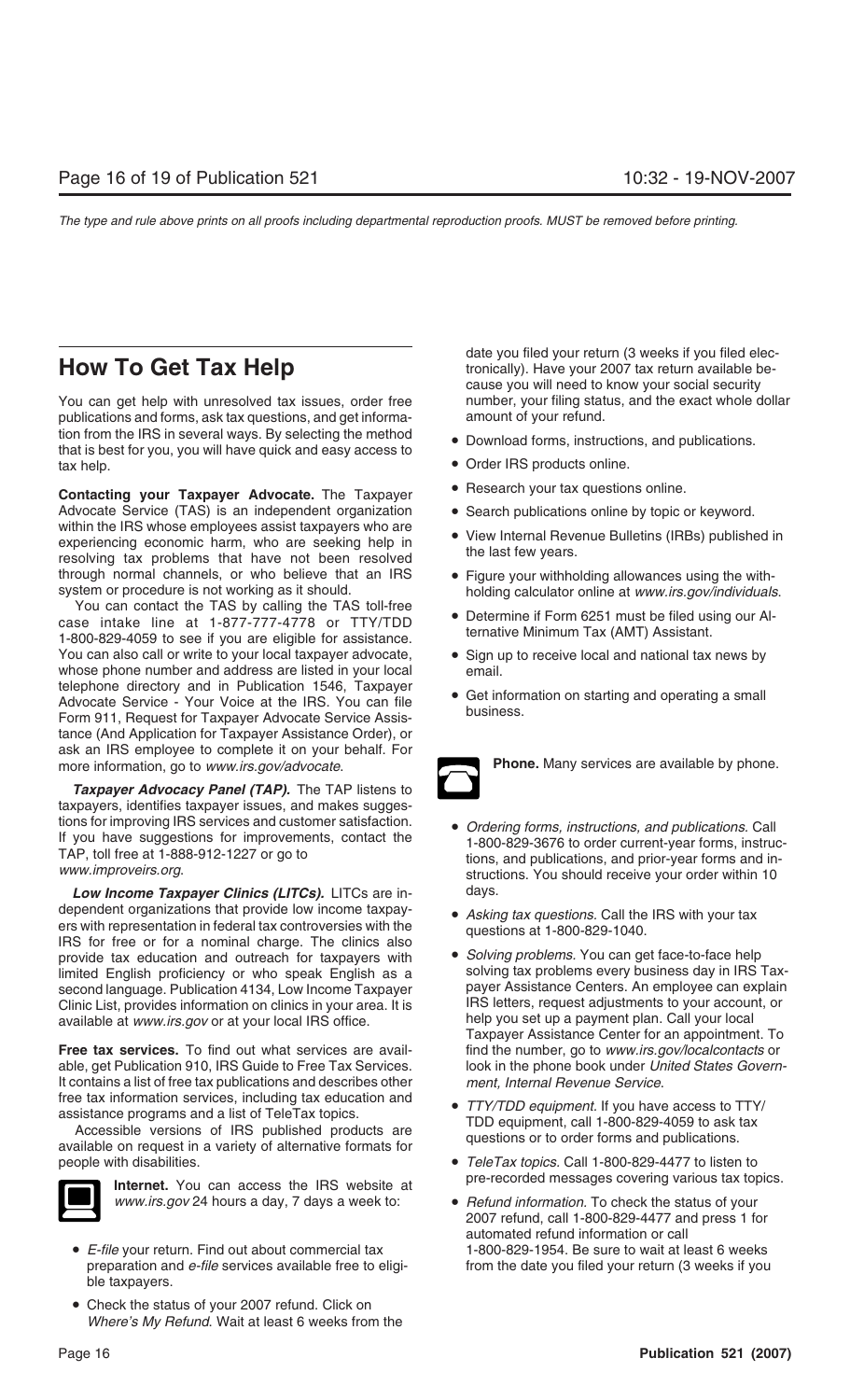# How To Get Tax Help

You can get help with unresolved tax issues, order free publications and forms, ask tax questions, and get information from the IRS in several ways. By selecting the method that is best for you, you will have quick and easy access to tax help.

**Contacting your Taxpayer Advocate.** The Taxpayer Advocate Service (TAS) is an independent organization within the IRS whose employees assist taxpayers who are experiencing economic harm, who are seeking help in resolving tax problems that have not been resolved through normal channels, or who believe that an IRS system or procedure is not working as it should.

You can contact the TAS by calling the TAS toll-free case intake line at 1-877-777-4778 or TTY/TDD 1-800-829-4059 to see if you are eligible for assistance. You can also call or write to your local taxpayer advocate, whose phone number and address are listed in your local telephone directory and in Publication 1546, Taxpayer Advocate Service - Your Voice at the IRS. You can file Form 911, Request for Taxpayer Advocate Service Assistance (And Application for Taxpayer Assistance Order), or ask an IRS employee to complete it on your behalf. For more information, go to *www.irs.gov/advocate*.

***Taxpayer Advocacy Panel (TAP).*** The TAP listens to taxpayers, identifies taxpayer issues, and makes suggestions for improving IRS services and customer satisfaction. If you have suggestions for improvements, contact the TAP, toll free at 1-888-912-1227 or go to *www.improveirs.org*.

***Low Income Taxpayer Clinics (LITCs).*** LITCs are independent organizations that provide low income taxpayers with representation in federal tax controversies with the IRS for free or for a nominal charge. The clinics also provide tax education and outreach for taxpayers with limited English proficiency or who speak English as a second language. Publication 4134, Low Income Taxpayer Clinic List, provides information on clinics in your area. It is available at *www.irs.gov* or at your local IRS office.

**Free tax services.** To find out what services are available, get Publication 910, IRS Guide to Free Tax Services. It contains a list of free tax publications and describes other free tax information services, including tax education and assistance programs and a list of TeleTax topics.

Accessible versions of IRS published products are available on request in a variety of alternative formats for people with disabilities.

**Internet.** You can access the IRS website at *www.irs.gov* 24 hours a day, 7 days a week to:

- *E-file* your return. Find out about commercial tax preparation and *e-file* services available free to eligible taxpayers.
- Check the status of your 2007 refund. Click on *Where's My Refund*. Wait at least 6 weeks from the date you filed your return (3 weeks if you filed electronically). Have your 2007 tax return available because you will need to know your social security number, your filing status, and the exact whole dollar amount of your refund.
- Download forms, instructions, and publications.
- Order IRS products online.
- Research your tax questions online.
- Search publications online by topic or keyword.
- View Internal Revenue Bulletins (IRBs) published in the last few years.
- Figure your withholding allowances using the withholding calculator online at *www.irs.gov/individuals*.
- Determine if Form 6251 must be filed using our Alternative Minimum Tax (AMT) Assistant.
- Sign up to receive local and national tax news by email.
- Get information on starting and operating a small business.

**Phone.** Many services are available by phone.

- *Ordering forms, instructions, and publications.* Call 1-800-829-3676 to order current-year forms, instructions, and publications, and prior-year forms and instructions. You should receive your order within 10 days.
- *Asking tax questions.* Call the IRS with your tax questions at 1-800-829-1040.
- *Solving problems.* You can get face-to-face help solving tax problems every business day in IRS Taxpayer Assistance Centers. An employee can explain IRS letters, request adjustments to your account, or help you set up a payment plan. Call your local Taxpayer Assistance Center for an appointment. To find the number, go to *www.irs.gov/localcontacts* or look in the phone book under *United States Government, Internal Revenue Service.*
- *TTY/TDD equipment.* If you have access to TTY/TDD equipment, call 1-800-829-4059 to ask tax questions or to order forms and publications.
- *TeleTax topics.* Call 1-800-829-4477 to listen to pre-recorded messages covering various tax topics.
- *Refund information.* To check the status of your 2007 refund, call 1-800-829-4477 and press 1 for automated refund information or call 1-800-829-1954. Be sure to wait at least 6 weeks from the date you filed your return (3 weeks if you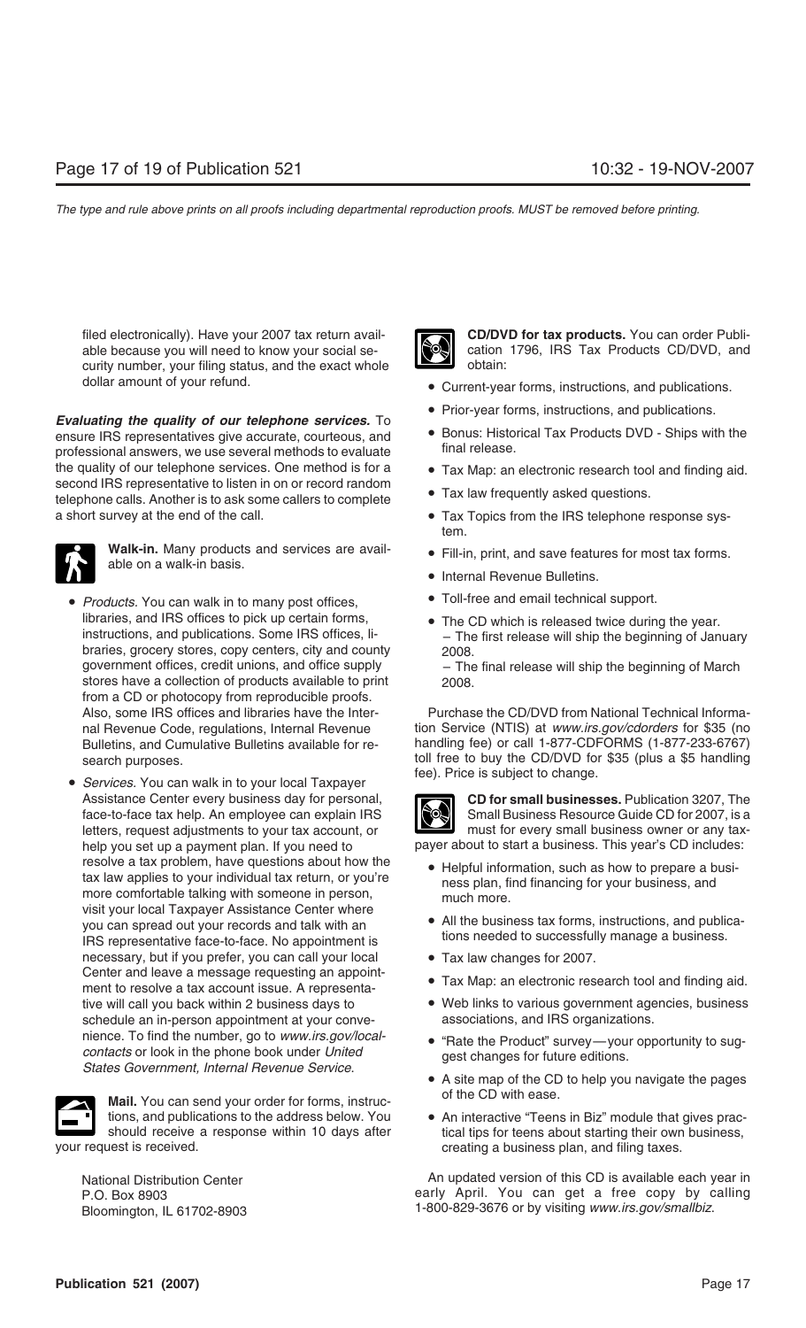filed electronically). Have your 2007 tax return available because you will need to know your social security number, your filing status, and the exact whole dollar amount of your refund.

***Evaluating the quality of our telephone services.*** To ensure IRS representatives give accurate, courteous, and professional answers, we use several methods to evaluate the quality of our telephone services. One method is for a second IRS representative to listen in on or record random telephone calls. Another is to ask some callers to complete a short survey at the end of the call.

**Walk-in.** Many products and services are available on a walk-in basis.

- *Products.* You can walk in to many post offices, libraries, and IRS offices to pick up certain forms, instructions, and publications. Some IRS offices, libraries, grocery stores, copy centers, city and county government offices, credit unions, and office supply stores have a collection of products available to print from a CD or photocopy from reproducible proofs. Also, some IRS offices and libraries have the Internal Revenue Code, regulations, Internal Revenue Bulletins, and Cumulative Bulletins available for research purposes.
- *Services.* You can walk in to your local Taxpayer Assistance Center every business day for personal, face-to-face tax help. An employee can explain IRS letters, request adjustments to your tax account, or help you set up a payment plan. If you need to resolve a tax problem, have questions about how the tax law applies to your individual tax return, or you're more comfortable talking with someone in person, visit your local Taxpayer Assistance Center where you can spread out your records and talk with an IRS representative face-to-face. No appointment is necessary, but if you prefer, you can call your local Center and leave a message requesting an appointment to resolve a tax account issue. A representative will call you back within 2 business days to schedule an in-person appointment at your convenience. To find the number, go to *www.irs.gov/localcontacts* or look in the phone book under *United States Government, Internal Revenue Service.*

**Mail.** You can send your order for forms, instructions, and publications to the address below. You should receive a response within 10 days after your request is received.

National Distribution Center
P.O. Box 8903
Bloomington, IL 61702-8903

**CD/DVD for tax products.** You can order Publication 1796, IRS Tax Products CD/DVD, and obtain:

- Current-year forms, instructions, and publications.
- Prior-year forms, instructions, and publications.
- Bonus: Historical Tax Products DVD - Ships with the final release.
- Tax Map: an electronic research tool and finding aid.
- Tax law frequently asked questions.
- Tax Topics from the IRS telephone response system.
- Fill-in, print, and save features for most tax forms.
- Internal Revenue Bulletins.
- Toll-free and email technical support.
- The CD which is released twice during the year.
  – The first release will ship the beginning of January 2008.
  – The final release will ship the beginning of March 2008.

Purchase the CD/DVD from National Technical Information Service (NTIS) at *www.irs.gov/cdorders* for $35 (no handling fee) or call 1-877-CDFORMS (1-877-233-6767) toll free to buy the CD/DVD for $35 (plus a $5 handling fee). Price is subject to change.

**CD for small businesses.** Publication 3207, The Small Business Resource Guide CD for 2007, is a must for every small business owner or any taxpayer about to start a business. This year's CD includes:

- Helpful information, such as how to prepare a business plan, find financing for your business, and much more.
- All the business tax forms, instructions, and publications needed to successfully manage a business.
- Tax law changes for 2007.
- Tax Map: an electronic research tool and finding aid.
- Web links to various government agencies, business associations, and IRS organizations.
- "Rate the Product" survey—your opportunity to suggest changes for future editions.
- A site map of the CD to help you navigate the pages of the CD with ease.
- An interactive "Teens in Biz" module that gives practical tips for teens about starting their own business, creating a business plan, and filing taxes.

An updated version of this CD is available each year in early April. You can get a free copy by calling 1-800-829-3676 or by visiting *www.irs.gov/smallbiz.*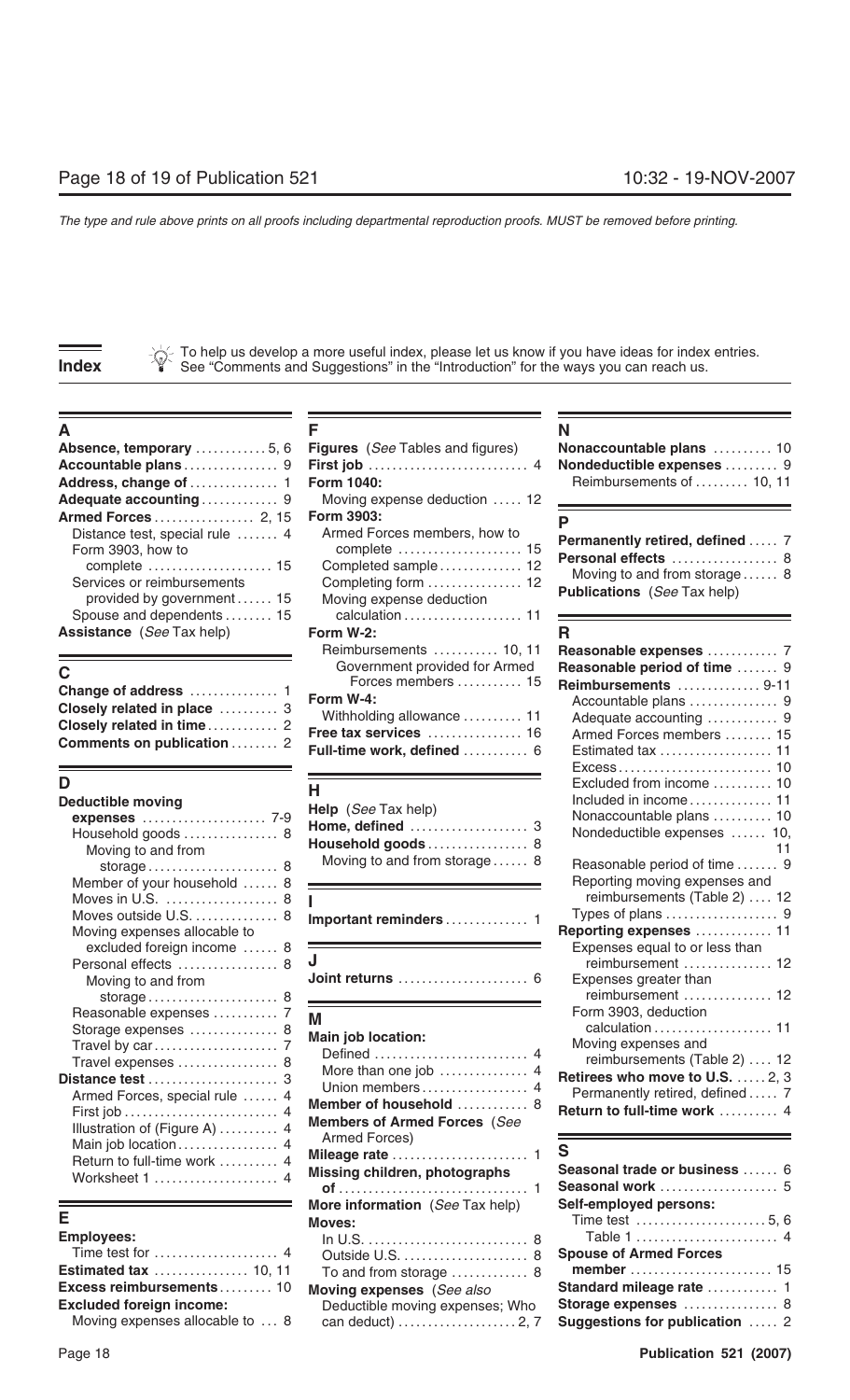The type and rule above prints on all proofs including departmental reproduction proofs. MUST be removed before printing.

# Index

To help us develop a more useful index, please let us know if you have ideas for index entries. See "Comments and Suggestions" in the "Introduction" for the ways you can reach us.

## A

**Absence, temporary** ............ 5, 6
**Accountable plans** ............... 9
**Address, change of** .............. 1
**Adequate accounting** ............ 9
**Armed Forces** ................. 2, 15
- Distance test, special rule ....... 4
- Form 3903, how to complete .................... 15
- Services or reimbursements provided by government ...... 15
- Spouse and dependents ........ 15

**Assistance** (*See* Tax help)

## C

**Change of address** .............. 1
**Closely related in place** .......... 3
**Closely related in time** ............ 2
**Comments on publication** ........ 2

## D

**Deductible moving expenses** .................... 7-9
- Household goods ............... 8
- Moving to and from storage ..................... 8
- Member of your household ...... 8
- Moves in U.S. .................. 8
- Moves outside U.S. ............. 8
- Moving expenses allocable to excluded foreign income ...... 8
- Personal effects ................ 8
- Moving to and from storage ..................... 8
- Reasonable expenses ........... 7
- Storage expenses .............. 8
- Travel by car ................... 7
- Travel expenses ................ 8

**Distance test** ..................... 3
- Armed Forces, special rule ...... 4
- First job ........................ 4
- Illustration of (Figure A) .......... 4
- Main job location ................ 4
- Return to full-time work .......... 4
- Worksheet 1 .................... 4

## E

**Employees:**
- Time test for .................... 4

**Estimated tax** ................ 10, 11
**Excess reimbursements** ......... 10
**Excluded foreign income:**
- Moving expenses allocable to ... 8

## F

**Figures** (*See* Tables and figures)
**First job** .......................... 4
**Form 1040:**
- Moving expense deduction ..... 12

**Form 3903:**
- Armed Forces members, how to complete .................... 15
- Completed sample ............. 12
- Completing form ................ 12
- Moving expense deduction calculation .................... 11

**Form W-2:**
- Reimbursements ........... 10, 11
- Government provided for Armed Forces members ........... 15

**Form W-4:**
- Withholding allowance .......... 11

**Free tax services** ................ 16
**Full-time work, defined** ........... 6

## H

**Help** (*See* Tax help)
**Home, defined** .................... 3
**Household goods** ................. 8
- Moving to and from storage ...... 8

## I

**Important reminders** ............. 1

## J

**Joint returns** ...................... 6

## M

**Main job location:**
- Defined .......................... 4
- More than one job .............. 4
- Union members ................. 4

**Member of household** ............ 8
**Members of Armed Forces** (*See* Armed Forces)
**Mileage rate** ....................... 1
**Missing children, photographs of** ................................ 1
**More information** (*See* Tax help)
**Moves:**
- In U.S. ........................... 8
- Outside U.S. ..................... 8
- To and from storage ............ 8

**Moving expenses** (*See also* Deductible moving expenses; Who can deduct) .................... 2, 7

## N

**Nonaccountable plans** .......... 10
**Nondeductible expenses** ......... 9
- Reimbursements of ......... 10, 11

## P

**Permanently retired, defined** ..... 7
**Personal effects** .................. 8
- Moving to and from storage ...... 8

**Publications** (*See* Tax help)

## R

**Reasonable expenses** ............ 7
**Reasonable period of time** ....... 9
**Reimbursements** .............. 9-11
- Accountable plans ............... 9
- Adequate accounting ............ 9
- Armed Forces members ........ 15
- Estimated tax ................... 11
- Excess .......................... 10
- Excluded from income .......... 10
- Included in income .............. 11
- Nonaccountable plans .......... 10
- Nondeductible expenses ...... 10, 11
- Reasonable period of time ....... 9
- Reporting moving expenses and reimbursements (Table 2) .... 12
- Types of plans ................... 9

**Reporting expenses** ............. 11
- Expenses equal to or less than reimbursement ............... 12
- Expenses greater than reimbursement ............... 12
- Form 3903, deduction calculation .................... 11
- Moving expenses and reimbursements (Table 2) .... 12

**Retirees who move to U.S.** ...... 2, 3
- Permanently retired, defined ..... 7

**Return to full-time work** .......... 4

## S

**Seasonal trade or business** ...... 6
**Seasonal work** .................... 5
**Self-employed persons:**
- Time test ...................... 5, 6
- Table 1 ......................... 4

**Spouse of Armed Forces member** ........................ 15
**Standard mileage rate** ............ 1
**Storage expenses** ................ 8
**Suggestions for publication** ...... 2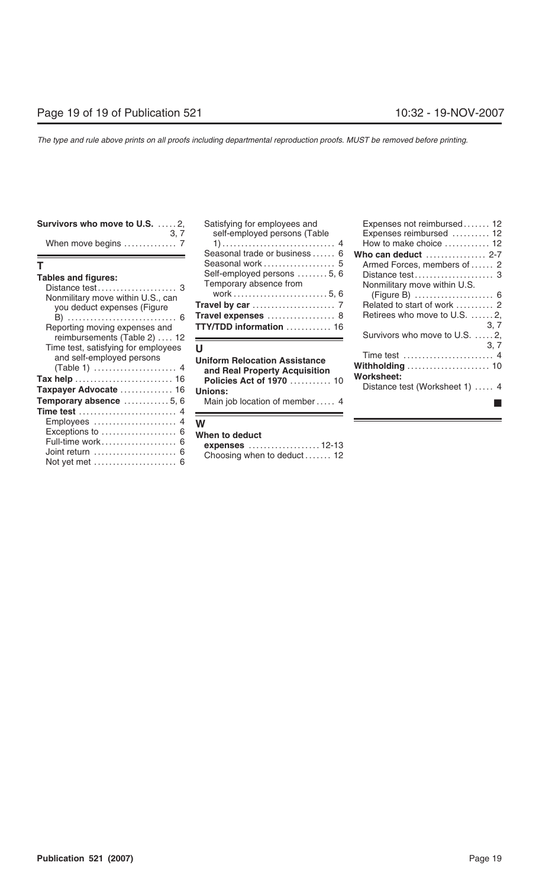**Survivors who move to U.S.** ..... 2, 3, 7
When move begins .............. 7

## T

**Tables and figures:**
Distance test ..................... 3
Nonmilitary move within U.S., can you deduct expenses (Figure B) ............................ 6
Reporting moving expenses and reimbursements (Table 2) .... 12
Time test, satisfying for employees and self-employed persons (Table 1) ...................... 4

**Tax help** .......................... 16
**Taxpayer Advocate** .............. 16
**Temporary absence** ............ 5, 6
**Time test** .......................... 4
Employees ...................... 4
Exceptions to .................... 6
Full-time work.................... 6
Joint return ...................... 6
Not yet met ...................... 6
Satisfying for employees and self-employed persons (Table 1) .............................. 4
Seasonal trade or business ...... 6
Seasonal work ................... 5
Self-employed persons ........ 5, 6
Temporary absence from work ......................... 5, 6

**Travel by car** ...................... 7
**Travel expenses** ................. 8
**TTY/TDD information** ............ 16

## U

**Uniform Relocation Assistance and Real Property Acquisition Policies Act of 1970** ........... 10
**Unions:**
Main job location of member ..... 4

## W

**When to deduct expenses** ................... 12-13
Choosing when to deduct ....... 12
Expenses not reimbursed ....... 12
Expenses reimbursed .......... 12
How to make choice ............ 12

**Who can deduct** ................ 2-7
Armed Forces, members of ...... 2
Distance test ..................... 3
Nonmilitary move within U.S. (Figure B) ..................... 6
Related to start of work .......... 2
Retirees who move to U.S. ...... 2, 3, 7
Survivors who move to U.S. ..... 2, 3, 7
Time test ........................ 4

**Withholding** ...................... 10
**Worksheet:**
Distance test (Worksheet 1) ..... 4

■